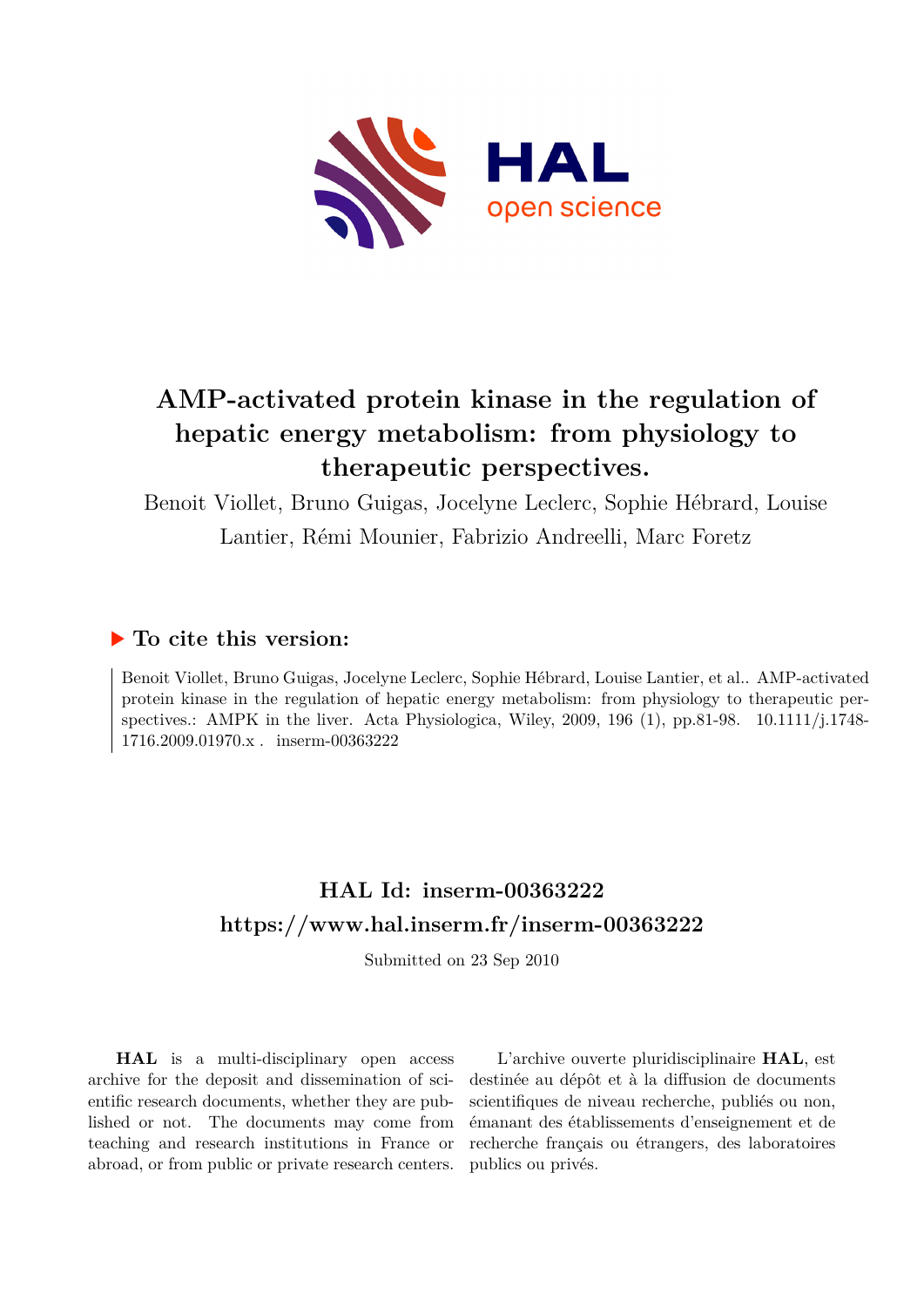# AMP-activated protein kinase in the regulation of hepatic energy metabolism: from physiology to therapeutic perspectives.

Benoit Viollet, Bruno Guigas, Jocelyne Leclerc, Sophie Hébrard, Louise Lantier, Rémi Mounier, Fabrizio Andreelli, Marc Foretz

## ▶ To cite this version:

Benoit Viollet, Bruno Guigas, Jocelyne Leclerc, Sophie Hébrard, Louise Lantier, et al.. AMP-activated protein kinase in the regulation of hepatic energy metabolism: from physiology to therapeutic perspectives.: AMPK in the liver. Acta Physiologica, Wiley, 2009, 196 (1), pp.81-98. 10.1111/j.1748-1716.2009.01970.x . inserm-00363222

## HAL Id: inserm-00363222

## https://www.hal.inserm.fr/inserm-00363222

Submitted on 23 Sep 2010

**HAL** is a multi-disciplinary open access archive for the deposit and dissemination of scientific research documents, whether they are published or not. The documents may come from teaching and research institutions in France or abroad, or from public or private research centers.

L'archive ouverte pluridisciplinaire **HAL**, est destinée au dépôt et à la diffusion de documents scientifiques de niveau recherche, publiés ou non, émanant des établissements d'enseignement et de recherche français ou étrangers, des laboratoires publics ou privés.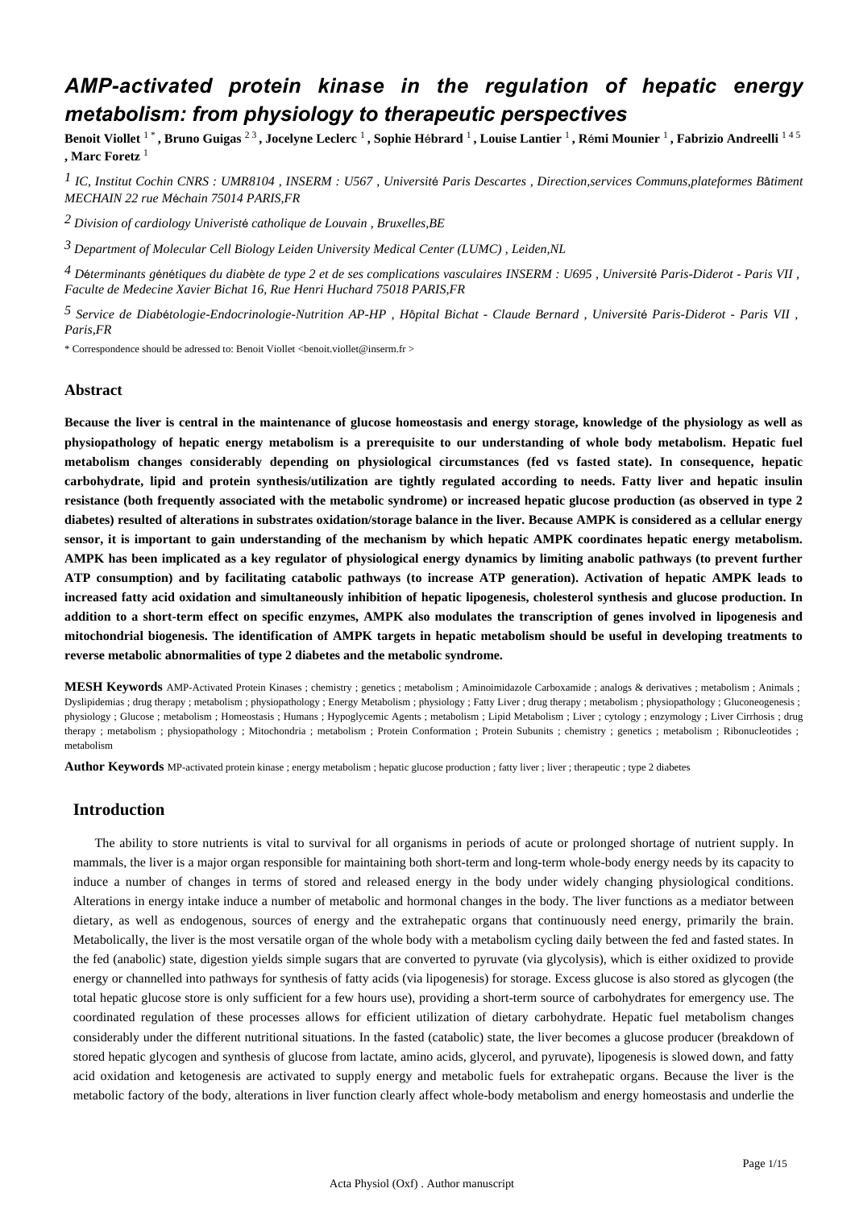# AMP-activated protein kinase in the regulation of hepatic energy metabolism: from physiology to therapeutic perspectives

**Benoit Viollet** [1 *] **, Bruno Guigas** [2 3] **, Jocelyne Leclerc** [1] **, Sophie Hébrard** [1] **, Louise Lantier** [1] **, Rémi Mounier** [1] **, Fabrizio Andreelli** [1 4 5] **, Marc Foretz** [1]

[1] *IC, Institut Cochin CNRS : UMR8104 , INSERM : U567 , Université Paris Descartes , Direction,services Communs,plateformes Bâtiment MECHAIN 22 rue Méchain 75014 PARIS,FR*

[2] *Division of cardiology Univeristé catholique de Louvain , Bruxelles,BE*

[3] *Department of Molecular Cell Biology Leiden University Medical Center (LUMC) , Leiden,NL*

[4] *Déterminants génétiques du diabète de type 2 et de ses complications vasculaires INSERM : U695 , Université Paris-Diderot - Paris VII , Faculte de Medecine Xavier Bichat 16, Rue Henri Huchard 75018 PARIS,FR*

[5] *Service de Diabétologie-Endocrinologie-Nutrition AP-HP , Hôpital Bichat - Claude Bernard , Université Paris-Diderot - Paris VII , Paris,FR*

\* Correspondence should be adressed to: Benoit Viollet <benoit.viollet@inserm.fr >

## Abstract

**Because the liver is central in the maintenance of glucose homeostasis and energy storage, knowledge of the physiology as well as physiopathology of hepatic energy metabolism is a prerequisite to our understanding of whole body metabolism. Hepatic fuel metabolism changes considerably depending on physiological circumstances (fed vs fasted state). In consequence, hepatic carbohydrate, lipid and protein synthesis/utilization are tightly regulated according to needs. Fatty liver and hepatic insulin resistance (both frequently associated with the metabolic syndrome) or increased hepatic glucose production (as observed in type 2 diabetes) resulted of alterations in substrates oxidation/storage balance in the liver. Because AMPK is considered as a cellular energy sensor, it is important to gain understanding of the mechanism by which hepatic AMPK coordinates hepatic energy metabolism. AMPK has been implicated as a key regulator of physiological energy dynamics by limiting anabolic pathways (to prevent further ATP consumption) and by facilitating catabolic pathways (to increase ATP generation). Activation of hepatic AMPK leads to increased fatty acid oxidation and simultaneously inhibition of hepatic lipogenesis, cholesterol synthesis and glucose production. In addition to a short-term effect on specific enzymes, AMPK also modulates the transcription of genes involved in lipogenesis and mitochondrial biogenesis. The identification of AMPK targets in hepatic metabolism should be useful in developing treatments to reverse metabolic abnormalities of type 2 diabetes and the metabolic syndrome.**

**MESH Keywords** AMP-Activated Protein Kinases ; chemistry ; genetics ; metabolism ; Aminoimidazole Carboxamide ; analogs & derivatives ; metabolism ; Animals ; Dyslipidemias ; drug therapy ; metabolism ; physiopathology ; Energy Metabolism ; physiology ; Fatty Liver ; drug therapy ; metabolism ; physiopathology ; Gluconeogenesis ; physiology ; Glucose ; metabolism ; Homeostasis ; Humans ; Hypoglycemic Agents ; metabolism ; Lipid Metabolism ; Liver ; cytology ; enzymology ; Liver Cirrhosis ; drug therapy ; metabolism ; physiopathology ; Mitochondria ; metabolism ; Protein Conformation ; Protein Subunits ; chemistry ; genetics ; metabolism ; Ribonucleotides ; metabolism

**Author Keywords** MP-activated protein kinase ; energy metabolism ; hepatic glucose production ; fatty liver ; liver ; therapeutic ; type 2 diabetes

## Introduction

The ability to store nutrients is vital to survival for all organisms in periods of acute or prolonged shortage of nutrient supply. In mammals, the liver is a major organ responsible for maintaining both short-term and long-term whole-body energy needs by its capacity to induce a number of changes in terms of stored and released energy in the body under widely changing physiological conditions. Alterations in energy intake induce a number of metabolic and hormonal changes in the body. The liver functions as a mediator between dietary, as well as endogenous, sources of energy and the extrahepatic organs that continuously need energy, primarily the brain. Metabolically, the liver is the most versatile organ of the whole body with a metabolism cycling daily between the fed and fasted states. In the fed (anabolic) state, digestion yields simple sugars that are converted to pyruvate (via glycolysis), which is either oxidized to provide energy or channelled into pathways for synthesis of fatty acids (via lipogenesis) for storage. Excess glucose is also stored as glycogen (the total hepatic glucose store is only sufficient for a few hours use), providing a short-term source of carbohydrates for emergency use. The coordinated regulation of these processes allows for efficient utilization of dietary carbohydrate. Hepatic fuel metabolism changes considerably under the different nutritional situations. In the fasted (catabolic) state, the liver becomes a glucose producer (breakdown of stored hepatic glycogen and synthesis of glucose from lactate, amino acids, glycerol, and pyruvate), lipogenesis is slowed down, and fatty acid oxidation and ketogenesis are activated to supply energy and metabolic fuels for extrahepatic organs. Because the liver is the metabolic factory of the body, alterations in liver function clearly affect whole-body metabolism and energy homeostasis and underlie the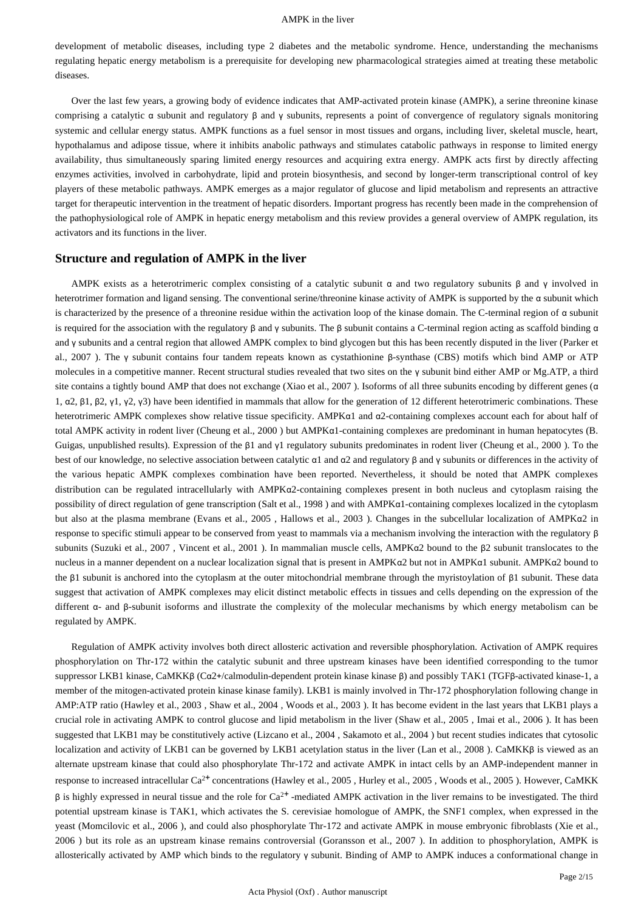development of metabolic diseases, including type 2 diabetes and the metabolic syndrome. Hence, understanding the mechanisms regulating hepatic energy metabolism is a prerequisite for developing new pharmacological strategies aimed at treating these metabolic diseases.

Over the last few years, a growing body of evidence indicates that AMP-activated protein kinase (AMPK), a serine threonine kinase comprising a catalytic α subunit and regulatory β and γ subunits, represents a point of convergence of regulatory signals monitoring systemic and cellular energy status. AMPK functions as a fuel sensor in most tissues and organs, including liver, skeletal muscle, heart, hypothalamus and adipose tissue, where it inhibits anabolic pathways and stimulates catabolic pathways in response to limited energy availability, thus simultaneously sparing limited energy resources and acquiring extra energy. AMPK acts first by directly affecting enzymes activities, involved in carbohydrate, lipid and protein biosynthesis, and second by longer-term transcriptional control of key players of these metabolic pathways. AMPK emerges as a major regulator of glucose and lipid metabolism and represents an attractive target for therapeutic intervention in the treatment of hepatic disorders. Important progress has recently been made in the comprehension of the pathophysiological role of AMPK in hepatic energy metabolism and this review provides a general overview of AMPK regulation, its activators and its functions in the liver.

## Structure and regulation of AMPK in the liver

AMPK exists as a heterotrimeric complex consisting of a catalytic subunit α and two regulatory subunits β and γ involved in heterotrimer formation and ligand sensing. The conventional serine/threonine kinase activity of AMPK is supported by the α subunit which is characterized by the presence of a threonine residue within the activation loop of the kinase domain. The C-terminal region of α subunit is required for the association with the regulatory β and γ subunits. The β subunit contains a C-terminal region acting as scaffold binding α and γ subunits and a central region that allowed AMPK complex to bind glycogen but this has been recently disputed in the liver (Parker et al., 2007 ). The γ subunit contains four tandem repeats known as cystathionine β-synthase (CBS) motifs which bind AMP or ATP molecules in a competitive manner. Recent structural studies revealed that two sites on the γ subunit bind either AMP or Mg.ATP, a third site contains a tightly bound AMP that does not exchange (Xiao et al., 2007 ). Isoforms of all three subunits encoding by different genes (α 1, α2, β1, β2, γ1, γ2, γ3) have been identified in mammals that allow for the generation of 12 different heterotrimeric combinations. These heterotrimeric AMPK complexes show relative tissue specificity. AMPKα1 and α2-containing complexes account each for about half of total AMPK activity in rodent liver (Cheung et al., 2000 ) but AMPKα1-containing complexes are predominant in human hepatocytes (B. Guigas, unpublished results). Expression of the β1 and γ1 regulatory subunits predominates in rodent liver (Cheung et al., 2000 ). To the best of our knowledge, no selective association between catalytic α1 and α2 and regulatory β and γ subunits or differences in the activity of the various hepatic AMPK complexes combination have been reported. Nevertheless, it should be noted that AMPK complexes distribution can be regulated intracellularly with AMPKα2-containing complexes present in both nucleus and cytoplasm raising the possibility of direct regulation of gene transcription (Salt et al., 1998 ) and with AMPKα1-containing complexes localized in the cytoplasm but also at the plasma membrane (Evans et al., 2005 , Hallows et al., 2003 ). Changes in the subcellular localization of AMPKα2 in response to specific stimuli appear to be conserved from yeast to mammals via a mechanism involving the interaction with the regulatory β subunits (Suzuki et al., 2007 , Vincent et al., 2001 ). In mammalian muscle cells, AMPKα2 bound to the β2 subunit translocates to the nucleus in a manner dependent on a nuclear localization signal that is present in AMPKα2 but not in AMPKα1 subunit. AMPKα2 bound to the β1 subunit is anchored into the cytoplasm at the outer mitochondrial membrane through the myristoylation of β1 subunit. These data suggest that activation of AMPK complexes may elicit distinct metabolic effects in tissues and cells depending on the expression of the different α- and β-subunit isoforms and illustrate the complexity of the molecular mechanisms by which energy metabolism can be regulated by AMPK.

Regulation of AMPK activity involves both direct allosteric activation and reversible phosphorylation. Activation of AMPK requires phosphorylation on Thr-172 within the catalytic subunit and three upstream kinases have been identified corresponding to the tumor suppressor LKB1 kinase, CaMKKβ (Cα2+/calmodulin-dependent protein kinase kinase β) and possibly TAK1 (TGFβ-activated kinase-1, a member of the mitogen-activated protein kinase kinase family). LKB1 is mainly involved in Thr-172 phosphorylation following change in AMP:ATP ratio (Hawley et al., 2003 , Shaw et al., 2004 , Woods et al., 2003 ). It has become evident in the last years that LKB1 plays a crucial role in activating AMPK to control glucose and lipid metabolism in the liver (Shaw et al., 2005 , Imai et al., 2006 ). It has been suggested that LKB1 may be constitutively active (Lizcano et al., 2004 , Sakamoto et al., 2004 ) but recent studies indicates that cytosolic localization and activity of LKB1 can be governed by LKB1 acetylation status in the liver (Lan et al., 2008 ). CaMKKβ is viewed as an alternate upstream kinase that could also phosphorylate Thr-172 and activate AMPK in intact cells by an AMP-independent manner in response to increased intracellular $Ca^{2+}$ concentrations (Hawley et al., 2005 , Hurley et al., 2005 , Woods et al., 2005 ). However, CaMKK β is highly expressed in neural tissue and the role for $Ca^{2+}$ -mediated AMPK activation in the liver remains to be investigated. The third potential upstream kinase is TAK1, which activates the S. cerevisiae homologue of AMPK, the SNF1 complex, when expressed in the yeast (Momcilovic et al., 2006 ), and could also phosphorylate Thr-172 and activate AMPK in mouse embryonic fibroblasts (Xie et al., 2006 ) but its role as an upstream kinase remains controversial (Goransson et al., 2007 ). In addition to phosphorylation, AMPK is allosterically activated by AMP which binds to the regulatory γ subunit. Binding of AMP to AMPK induces a conformational change in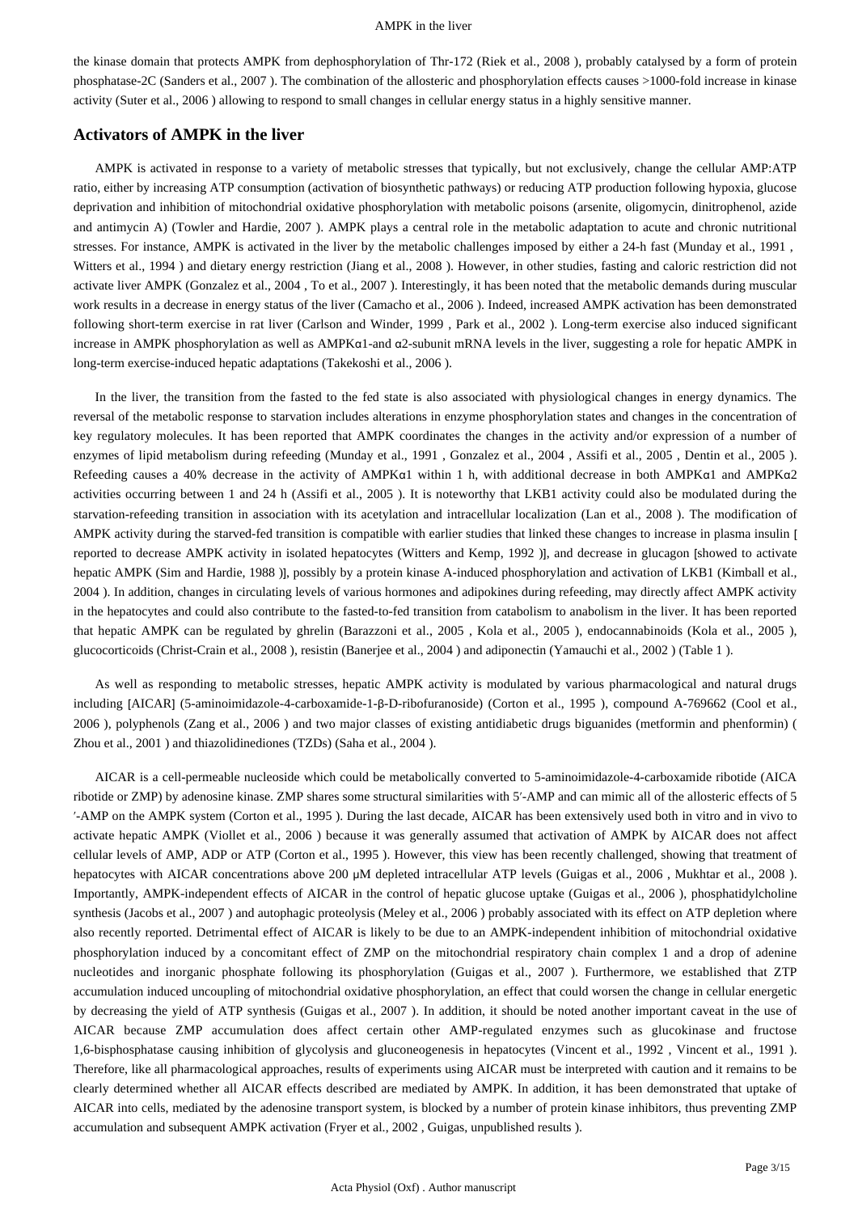the kinase domain that protects AMPK from dephosphorylation of Thr-172 (Riek et al., 2008 ), probably catalysed by a form of protein phosphatase-2C (Sanders et al., 2007 ). The combination of the allosteric and phosphorylation effects causes >1000-fold increase in kinase activity (Suter et al., 2006 ) allowing to respond to small changes in cellular energy status in a highly sensitive manner.

## Activators of AMPK in the liver

AMPK is activated in response to a variety of metabolic stresses that typically, but not exclusively, change the cellular AMP:ATP ratio, either by increasing ATP consumption (activation of biosynthetic pathways) or reducing ATP production following hypoxia, glucose deprivation and inhibition of mitochondrial oxidative phosphorylation with metabolic poisons (arsenite, oligomycin, dinitrophenol, azide and antimycin A) (Towler and Hardie, 2007 ). AMPK plays a central role in the metabolic adaptation to acute and chronic nutritional stresses. For instance, AMPK is activated in the liver by the metabolic challenges imposed by either a 24-h fast (Munday et al., 1991 , Witters et al., 1994 ) and dietary energy restriction (Jiang et al., 2008 ). However, in other studies, fasting and caloric restriction did not activate liver AMPK (Gonzalez et al., 2004 , To et al., 2007 ). Interestingly, it has been noted that the metabolic demands during muscular work results in a decrease in energy status of the liver (Camacho et al., 2006 ). Indeed, increased AMPK activation has been demonstrated following short-term exercise in rat liver (Carlson and Winder, 1999 , Park et al., 2002 ). Long-term exercise also induced significant increase in AMPK phosphorylation as well as AMPKα1-and α2-subunit mRNA levels in the liver, suggesting a role for hepatic AMPK in long-term exercise-induced hepatic adaptations (Takekoshi et al., 2006 ).

In the liver, the transition from the fasted to the fed state is also associated with physiological changes in energy dynamics. The reversal of the metabolic response to starvation includes alterations in enzyme phosphorylation states and changes in the concentration of key regulatory molecules. It has been reported that AMPK coordinates the changes in the activity and/or expression of a number of enzymes of lipid metabolism during refeeding (Munday et al., 1991 , Gonzalez et al., 2004 , Assifi et al., 2005 , Dentin et al., 2005 ). Refeeding causes a 40% decrease in the activity of AMPKα1 within 1 h, with additional decrease in both AMPKα1 and AMPKα2 activities occurring between 1 and 24 h (Assifi et al., 2005 ). It is noteworthy that LKB1 activity could also be modulated during the starvation-refeeding transition in association with its acetylation and intracellular localization (Lan et al., 2008 ). The modification of AMPK activity during the starved-fed transition is compatible with earlier studies that linked these changes to increase in plasma insulin [ reported to decrease AMPK activity in isolated hepatocytes (Witters and Kemp, 1992 )], and decrease in glucagon [showed to activate hepatic AMPK (Sim and Hardie, 1988 )], possibly by a protein kinase A-induced phosphorylation and activation of LKB1 (Kimball et al., 2004 ). In addition, changes in circulating levels of various hormones and adipokines during refeeding, may directly affect AMPK activity in the hepatocytes and could also contribute to the fasted-to-fed transition from catabolism to anabolism in the liver. It has been reported that hepatic AMPK can be regulated by ghrelin (Barazzoni et al., 2005 , Kola et al., 2005 ), endocannabinoids (Kola et al., 2005 ), glucocorticoids (Christ-Crain et al., 2008 ), resistin (Banerjee et al., 2004 ) and adiponectin (Yamauchi et al., 2002 ) (Table 1 ).

As well as responding to metabolic stresses, hepatic AMPK activity is modulated by various pharmacological and natural drugs including [AICAR] (5-aminoimidazole-4-carboxamide-1-β-D-ribofuranoside) (Corton et al., 1995 ), compound A-769662 (Cool et al., 2006 ), polyphenols (Zang et al., 2006 ) and two major classes of existing antidiabetic drugs biguanides (metformin and phenformin) ( Zhou et al., 2001 ) and thiazolidinediones (TZDs) (Saha et al., 2004 ).

AICAR is a cell-permeable nucleoside which could be metabolically converted to 5-aminoimidazole-4-carboxamide ribotide (AICA ribotide or ZMP) by adenosine kinase. ZMP shares some structural similarities with 5′-AMP and can mimic all of the allosteric effects of 5 ′-AMP on the AMPK system (Corton et al., 1995 ). During the last decade, AICAR has been extensively used both in vitro and in vivo to activate hepatic AMPK (Viollet et al., 2006 ) because it was generally assumed that activation of AMPK by AICAR does not affect cellular levels of AMP, ADP or ATP (Corton et al., 1995 ). However, this view has been recently challenged, showing that treatment of hepatocytes with AICAR concentrations above 200 μM depleted intracellular ATP levels (Guigas et al., 2006 , Mukhtar et al., 2008 ). Importantly, AMPK-independent effects of AICAR in the control of hepatic glucose uptake (Guigas et al., 2006 ), phosphatidylcholine synthesis (Jacobs et al., 2007 ) and autophagic proteolysis (Meley et al., 2006 ) probably associated with its effect on ATP depletion where also recently reported. Detrimental effect of AICAR is likely to be due to an AMPK-independent inhibition of mitochondrial oxidative phosphorylation induced by a concomitant effect of ZMP on the mitochondrial respiratory chain complex 1 and a drop of adenine nucleotides and inorganic phosphate following its phosphorylation (Guigas et al., 2007 ). Furthermore, we established that ZTP accumulation induced uncoupling of mitochondrial oxidative phosphorylation, an effect that could worsen the change in cellular energetic by decreasing the yield of ATP synthesis (Guigas et al., 2007 ). In addition, it should be noted another important caveat in the use of AICAR because ZMP accumulation does affect certain other AMP-regulated enzymes such as glucokinase and fructose 1,6-bisphosphatase causing inhibition of glycolysis and gluconeogenesis in hepatocytes (Vincent et al., 1992 , Vincent et al., 1991 ). Therefore, like all pharmacological approaches, results of experiments using AICAR must be interpreted with caution and it remains to be clearly determined whether all AICAR effects described are mediated by AMPK. In addition, it has been demonstrated that uptake of AICAR into cells, mediated by the adenosine transport system, is blocked by a number of protein kinase inhibitors, thus preventing ZMP accumulation and subsequent AMPK activation (Fryer et al., 2002 , Guigas, unpublished results ).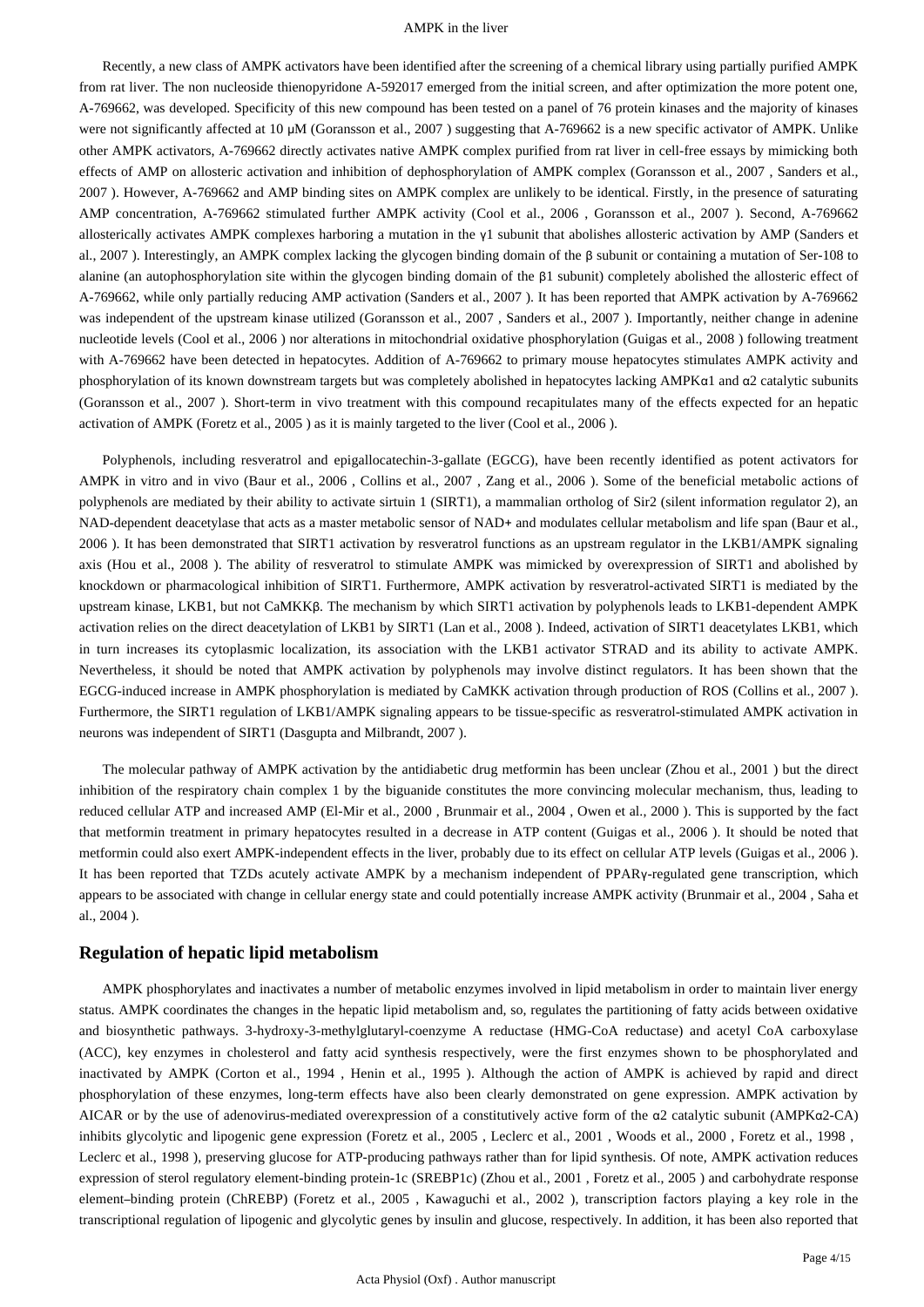Recently, a new class of AMPK activators have been identified after the screening of a chemical library using partially purified AMPK from rat liver. The non nucleoside thienopyridone A-592017 emerged from the initial screen, and after optimization the more potent one, A-769662, was developed. Specificity of this new compound has been tested on a panel of 76 protein kinases and the majority of kinases were not significantly affected at 10 μM (Goransson et al., 2007 ) suggesting that A-769662 is a new specific activator of AMPK. Unlike other AMPK activators, A-769662 directly activates native AMPK complex purified from rat liver in cell-free essays by mimicking both effects of AMP on allosteric activation and inhibition of dephosphorylation of AMPK complex (Goransson et al., 2007 , Sanders et al., 2007 ). However, A-769662 and AMP binding sites on AMPK complex are unlikely to be identical. Firstly, in the presence of saturating AMP concentration, A-769662 stimulated further AMPK activity (Cool et al., 2006 , Goransson et al., 2007 ). Second, A-769662 allosterically activates AMPK complexes harboring a mutation in the γ1 subunit that abolishes allosteric activation by AMP (Sanders et al., 2007 ). Interestingly, an AMPK complex lacking the glycogen binding domain of the β subunit or containing a mutation of Ser-108 to alanine (an autophosphorylation site within the glycogen binding domain of the β1 subunit) completely abolished the allosteric effect of A-769662, while only partially reducing AMP activation (Sanders et al., 2007 ). It has been reported that AMPK activation by A-769662 was independent of the upstream kinase utilized (Goransson et al., 2007 , Sanders et al., 2007 ). Importantly, neither change in adenine nucleotide levels (Cool et al., 2006 ) nor alterations in mitochondrial oxidative phosphorylation (Guigas et al., 2008 ) following treatment with A-769662 have been detected in hepatocytes. Addition of A-769662 to primary mouse hepatocytes stimulates AMPK activity and phosphorylation of its known downstream targets but was completely abolished in hepatocytes lacking AMPKα1 and α2 catalytic subunits (Goransson et al., 2007 ). Short-term in vivo treatment with this compound recapitulates many of the effects expected for an hepatic activation of AMPK (Foretz et al., 2005 ) as it is mainly targeted to the liver (Cool et al., 2006 ).

Polyphenols, including resveratrol and epigallocatechin-3-gallate (EGCG), have been recently identified as potent activators for AMPK in vitro and in vivo (Baur et al., 2006 , Collins et al., 2007 , Zang et al., 2006 ). Some of the beneficial metabolic actions of polyphenols are mediated by their ability to activate sirtuin 1 (SIRT1), a mammalian ortholog of Sir2 (silent information regulator 2), an NAD-dependent deacetylase that acts as a master metabolic sensor of NAD+ and modulates cellular metabolism and life span (Baur et al., 2006 ). It has been demonstrated that SIRT1 activation by resveratrol functions as an upstream regulator in the LKB1/AMPK signaling axis (Hou et al., 2008 ). The ability of resveratrol to stimulate AMPK was mimicked by overexpression of SIRT1 and abolished by knockdown or pharmacological inhibition of SIRT1. Furthermore, AMPK activation by resveratrol-activated SIRT1 is mediated by the upstream kinase, LKB1, but not CaMKKβ. The mechanism by which SIRT1 activation by polyphenols leads to LKB1-dependent AMPK activation relies on the direct deacetylation of LKB1 by SIRT1 (Lan et al., 2008 ). Indeed, activation of SIRT1 deacetylates LKB1, which in turn increases its cytoplasmic localization, its association with the LKB1 activator STRAD and its ability to activate AMPK. Nevertheless, it should be noted that AMPK activation by polyphenols may involve distinct regulators. It has been shown that the EGCG-induced increase in AMPK phosphorylation is mediated by CaMKK activation through production of ROS (Collins et al., 2007 ). Furthermore, the SIRT1 regulation of LKB1/AMPK signaling appears to be tissue-specific as resveratrol-stimulated AMPK activation in neurons was independent of SIRT1 (Dasgupta and Milbrandt, 2007 ).

The molecular pathway of AMPK activation by the antidiabetic drug metformin has been unclear (Zhou et al., 2001 ) but the direct inhibition of the respiratory chain complex 1 by the biguanide constitutes the more convincing molecular mechanism, thus, leading to reduced cellular ATP and increased AMP (El-Mir et al., 2000 , Brunmair et al., 2004 , Owen et al., 2000 ). This is supported by the fact that metformin treatment in primary hepatocytes resulted in a decrease in ATP content (Guigas et al., 2006 ). It should be noted that metformin could also exert AMPK-independent effects in the liver, probably due to its effect on cellular ATP levels (Guigas et al., 2006 ). It has been reported that TZDs acutely activate AMPK by a mechanism independent of PPARγ-regulated gene transcription, which appears to be associated with change in cellular energy state and could potentially increase AMPK activity (Brunmair et al., 2004 , Saha et al., 2004 ).

## Regulation of hepatic lipid metabolism

AMPK phosphorylates and inactivates a number of metabolic enzymes involved in lipid metabolism in order to maintain liver energy status. AMPK coordinates the changes in the hepatic lipid metabolism and, so, regulates the partitioning of fatty acids between oxidative and biosynthetic pathways. 3-hydroxy-3-methylglutaryl-coenzyme A reductase (HMG-CoA reductase) and acetyl CoA carboxylase (ACC), key enzymes in cholesterol and fatty acid synthesis respectively, were the first enzymes shown to be phosphorylated and inactivated by AMPK (Corton et al., 1994 , Henin et al., 1995 ). Although the action of AMPK is achieved by rapid and direct phosphorylation of these enzymes, long-term effects have also been clearly demonstrated on gene expression. AMPK activation by AICAR or by the use of adenovirus-mediated overexpression of a constitutively active form of the α2 catalytic subunit (AMPKα2-CA) inhibits glycolytic and lipogenic gene expression (Foretz et al., 2005 , Leclerc et al., 2001 , Woods et al., 2000 , Foretz et al., 1998 , Leclerc et al., 1998 ), preserving glucose for ATP-producing pathways rather than for lipid synthesis. Of note, AMPK activation reduces expression of sterol regulatory element-binding protein-1c (SREBP1c) (Zhou et al., 2001 , Foretz et al., 2005 ) and carbohydrate response element–binding protein (ChREBP) (Foretz et al., 2005 , Kawaguchi et al., 2002 ), transcription factors playing a key role in the transcriptional regulation of lipogenic and glycolytic genes by insulin and glucose, respectively. In addition, it has been also reported that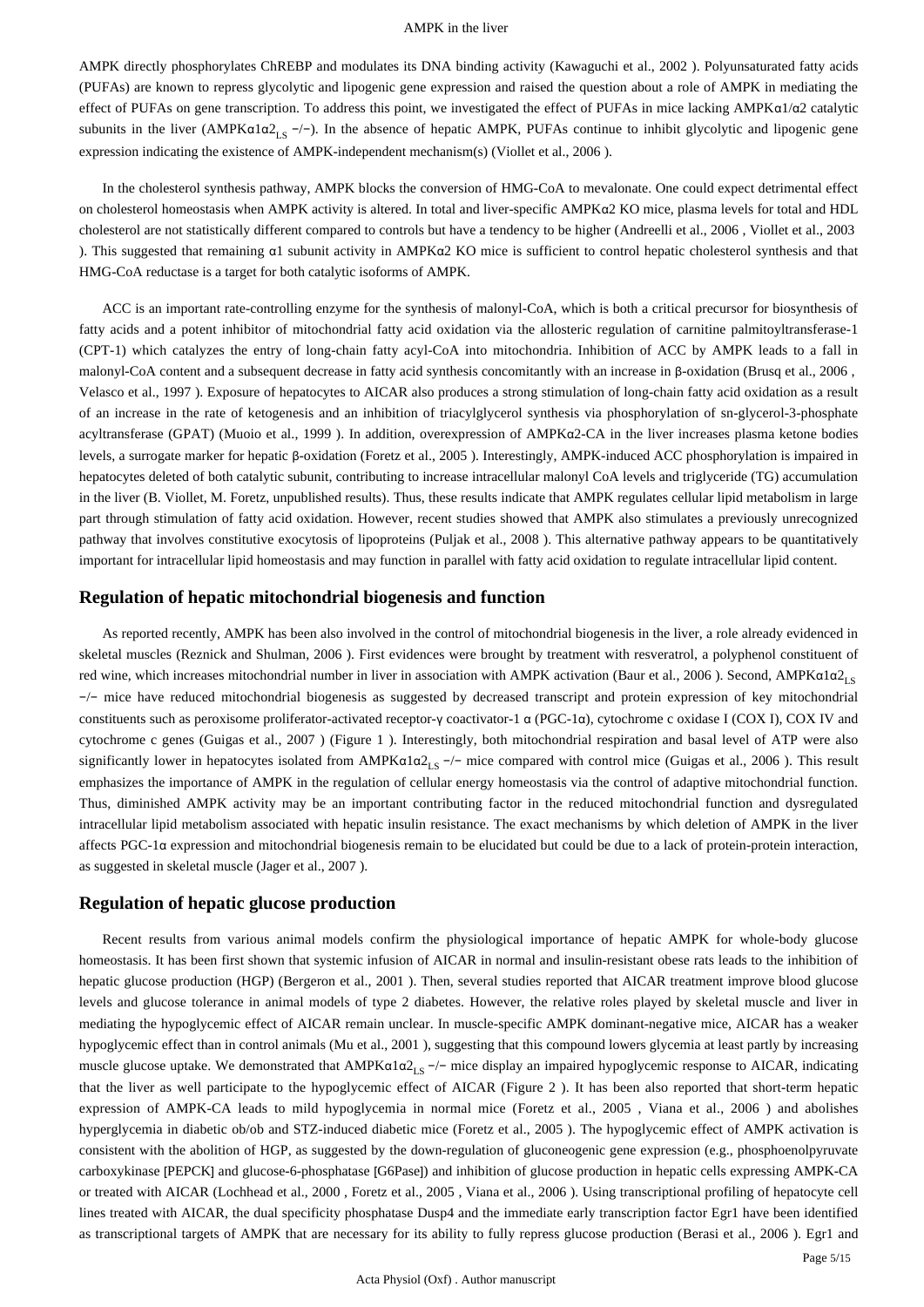AMPK directly phosphorylates ChREBP and modulates its DNA binding activity (Kawaguchi et al., 2002 ). Polyunsaturated fatty acids (PUFAs) are known to repress glycolytic and lipogenic gene expression and raised the question about a role of AMPK in mediating the effect of PUFAs on gene transcription. To address this point, we investigated the effect of PUFAs in mice lacking AMPKα1/α2 catalytic subunits in the liver (AMPKα1α2$_{LS}$ −/−). In the absence of hepatic AMPK, PUFAs continue to inhibit glycolytic and lipogenic gene expression indicating the existence of AMPK-independent mechanism(s) (Viollet et al., 2006 ).

In the cholesterol synthesis pathway, AMPK blocks the conversion of HMG-CoA to mevalonate. One could expect detrimental effect on cholesterol homeostasis when AMPK activity is altered. In total and liver-specific AMPKα2 KO mice, plasma levels for total and HDL cholesterol are not statistically different compared to controls but have a tendency to be higher (Andreelli et al., 2006 , Viollet et al., 2003 ). This suggested that remaining α1 subunit activity in AMPKα2 KO mice is sufficient to control hepatic cholesterol synthesis and that HMG-CoA reductase is a target for both catalytic isoforms of AMPK.

ACC is an important rate-controlling enzyme for the synthesis of malonyl-CoA, which is both a critical precursor for biosynthesis of fatty acids and a potent inhibitor of mitochondrial fatty acid oxidation via the allosteric regulation of carnitine palmitoyltransferase-1 (CPT-1) which catalyzes the entry of long-chain fatty acyl-CoA into mitochondria. Inhibition of ACC by AMPK leads to a fall in malonyl-CoA content and a subsequent decrease in fatty acid synthesis concomitantly with an increase in β-oxidation (Brusq et al., 2006 , Velasco et al., 1997 ). Exposure of hepatocytes to AICAR also produces a strong stimulation of long-chain fatty acid oxidation as a result of an increase in the rate of ketogenesis and an inhibition of triacylglycerol synthesis via phosphorylation of sn-glycerol-3-phosphate acyltransferase (GPAT) (Muoio et al., 1999 ). In addition, overexpression of AMPKα2-CA in the liver increases plasma ketone bodies levels, a surrogate marker for hepatic β-oxidation (Foretz et al., 2005 ). Interestingly, AMPK-induced ACC phosphorylation is impaired in hepatocytes deleted of both catalytic subunit, contributing to increase intracellular malonyl CoA levels and triglyceride (TG) accumulation in the liver (B. Viollet, M. Foretz, unpublished results). Thus, these results indicate that AMPK regulates cellular lipid metabolism in large part through stimulation of fatty acid oxidation. However, recent studies showed that AMPK also stimulates a previously unrecognized pathway that involves constitutive exocytosis of lipoproteins (Puljak et al., 2008 ). This alternative pathway appears to be quantitatively important for intracellular lipid homeostasis and may function in parallel with fatty acid oxidation to regulate intracellular lipid content.

## Regulation of hepatic mitochondrial biogenesis and function

As reported recently, AMPK has been also involved in the control of mitochondrial biogenesis in the liver, a role already evidenced in skeletal muscles (Reznick and Shulman, 2006 ). First evidences were brought by treatment with resveratrol, a polyphenol constituent of red wine, which increases mitochondrial number in liver in association with AMPK activation (Baur et al., 2006 ). Second, AMPKα1α2$_{LS}$ −/− mice have reduced mitochondrial biogenesis as suggested by decreased transcript and protein expression of key mitochondrial constituents such as peroxisome proliferator-activated receptor-γ coactivator-1 α (PGC-1α), cytochrome c oxidase I (COX I), COX IV and cytochrome c genes (Guigas et al., 2007 ) (Figure 1 ). Interestingly, both mitochondrial respiration and basal level of ATP were also significantly lower in hepatocytes isolated from AMPKα1α2$_{LS}$ −/− mice compared with control mice (Guigas et al., 2006 ). This result emphasizes the importance of AMPK in the regulation of cellular energy homeostasis via the control of adaptive mitochondrial function. Thus, diminished AMPK activity may be an important contributing factor in the reduced mitochondrial function and dysregulated intracellular lipid metabolism associated with hepatic insulin resistance. The exact mechanisms by which deletion of AMPK in the liver affects PGC-1α expression and mitochondrial biogenesis remain to be elucidated but could be due to a lack of protein-protein interaction, as suggested in skeletal muscle (Jager et al., 2007 ).

## Regulation of hepatic glucose production

Recent results from various animal models confirm the physiological importance of hepatic AMPK for whole-body glucose homeostasis. It has been first shown that systemic infusion of AICAR in normal and insulin-resistant obese rats leads to the inhibition of hepatic glucose production (HGP) (Bergeron et al., 2001 ). Then, several studies reported that AICAR treatment improve blood glucose levels and glucose tolerance in animal models of type 2 diabetes. However, the relative roles played by skeletal muscle and liver in mediating the hypoglycemic effect of AICAR remain unclear. In muscle-specific AMPK dominant-negative mice, AICAR has a weaker hypoglycemic effect than in control animals (Mu et al., 2001 ), suggesting that this compound lowers glycemia at least partly by increasing muscle glucose uptake. We demonstrated that AMPKα1α2$_{LS}$ −/− mice display an impaired hypoglycemic response to AICAR, indicating that the liver as well participate to the hypoglycemic effect of AICAR (Figure 2 ). It has been also reported that short-term hepatic expression of AMPK-CA leads to mild hypoglycemia in normal mice (Foretz et al., 2005 , Viana et al., 2006 ) and abolishes hyperglycemia in diabetic ob/ob and STZ-induced diabetic mice (Foretz et al., 2005 ). The hypoglycemic effect of AMPK activation is consistent with the abolition of HGP, as suggested by the down-regulation of gluconeogenic gene expression (e.g., phosphoenolpyruvate carboxykinase [PEPCK] and glucose-6-phosphatase [G6Pase]) and inhibition of glucose production in hepatic cells expressing AMPK-CA or treated with AICAR (Lochhead et al., 2000 , Foretz et al., 2005 , Viana et al., 2006 ). Using transcriptional profiling of hepatocyte cell lines treated with AICAR, the dual specificity phosphatase Dusp4 and the immediate early transcription factor Egr1 have been identified as transcriptional targets of AMPK that are necessary for its ability to fully repress glucose production (Berasi et al., 2006 ). Egr1 and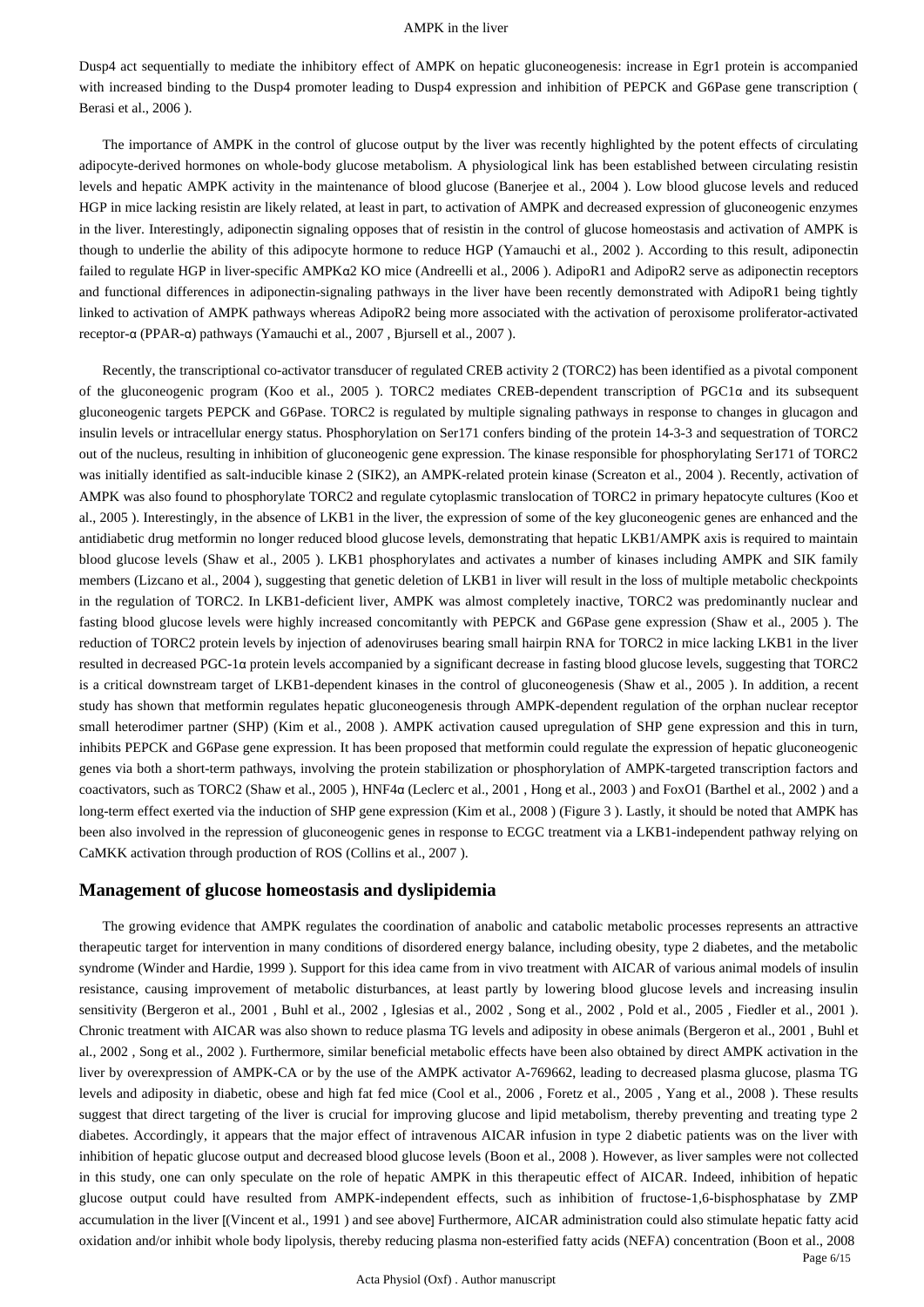Dusp4 act sequentially to mediate the inhibitory effect of AMPK on hepatic gluconeogenesis: increase in Egr1 protein is accompanied with increased binding to the Dusp4 promoter leading to Dusp4 expression and inhibition of PEPCK and G6Pase gene transcription ( Berasi et al., 2006 ).

The importance of AMPK in the control of glucose output by the liver was recently highlighted by the potent effects of circulating adipocyte-derived hormones on whole-body glucose metabolism. A physiological link has been established between circulating resistin levels and hepatic AMPK activity in the maintenance of blood glucose (Banerjee et al., 2004 ). Low blood glucose levels and reduced HGP in mice lacking resistin are likely related, at least in part, to activation of AMPK and decreased expression of gluconeogenic enzymes in the liver. Interestingly, adiponectin signaling opposes that of resistin in the control of glucose homeostasis and activation of AMPK is though to underlie the ability of this adipocyte hormone to reduce HGP (Yamauchi et al., 2002 ). According to this result, adiponectin failed to regulate HGP in liver-specific AMPKα2 KO mice (Andreelli et al., 2006 ). AdipoR1 and AdipoR2 serve as adiponectin receptors and functional differences in adiponectin-signaling pathways in the liver have been recently demonstrated with AdipoR1 being tightly linked to activation of AMPK pathways whereas AdipoR2 being more associated with the activation of peroxisome proliferator-activated receptor-α (PPAR-α) pathways (Yamauchi et al., 2007 , Bjursell et al., 2007 ).

Recently, the transcriptional co-activator transducer of regulated CREB activity 2 (TORC2) has been identified as a pivotal component of the gluconeogenic program (Koo et al., 2005 ). TORC2 mediates CREB-dependent transcription of PGC1α and its subsequent gluconeogenic targets PEPCK and G6Pase. TORC2 is regulated by multiple signaling pathways in response to changes in glucagon and insulin levels or intracellular energy status. Phosphorylation on Ser171 confers binding of the protein 14-3-3 and sequestration of TORC2 out of the nucleus, resulting in inhibition of gluconeogenic gene expression. The kinase responsible for phosphorylating Ser171 of TORC2 was initially identified as salt-inducible kinase 2 (SIK2), an AMPK-related protein kinase (Screaton et al., 2004 ). Recently, activation of AMPK was also found to phosphorylate TORC2 and regulate cytoplasmic translocation of TORC2 in primary hepatocyte cultures (Koo et al., 2005 ). Interestingly, in the absence of LKB1 in the liver, the expression of some of the key gluconeogenic genes are enhanced and the antidiabetic drug metformin no longer reduced blood glucose levels, demonstrating that hepatic LKB1/AMPK axis is required to maintain blood glucose levels (Shaw et al., 2005 ). LKB1 phosphorylates and activates a number of kinases including AMPK and SIK family members (Lizcano et al., 2004 ), suggesting that genetic deletion of LKB1 in liver will result in the loss of multiple metabolic checkpoints in the regulation of TORC2. In LKB1-deficient liver, AMPK was almost completely inactive, TORC2 was predominantly nuclear and fasting blood glucose levels were highly increased concomitantly with PEPCK and G6Pase gene expression (Shaw et al., 2005 ). The reduction of TORC2 protein levels by injection of adenoviruses bearing small hairpin RNA for TORC2 in mice lacking LKB1 in the liver resulted in decreased PGC-1α protein levels accompanied by a significant decrease in fasting blood glucose levels, suggesting that TORC2 is a critical downstream target of LKB1-dependent kinases in the control of gluconeogenesis (Shaw et al., 2005 ). In addition, a recent study has shown that metformin regulates hepatic gluconeogenesis through AMPK-dependent regulation of the orphan nuclear receptor small heterodimer partner (SHP) (Kim et al., 2008 ). AMPK activation caused upregulation of SHP gene expression and this in turn, inhibits PEPCK and G6Pase gene expression. It has been proposed that metformin could regulate the expression of hepatic gluconeogenic genes via both a short-term pathways, involving the protein stabilization or phosphorylation of AMPK-targeted transcription factors and coactivators, such as TORC2 (Shaw et al., 2005 ), HNF4α (Leclerc et al., 2001 , Hong et al., 2003 ) and FoxO1 (Barthel et al., 2002 ) and a long-term effect exerted via the induction of SHP gene expression (Kim et al., 2008 ) (Figure 3 ). Lastly, it should be noted that AMPK has been also involved in the repression of gluconeogenic genes in response to ECGC treatment via a LKB1-independent pathway relying on CaMKK activation through production of ROS (Collins et al., 2007 ).

## Management of glucose homeostasis and dyslipidemia

The growing evidence that AMPK regulates the coordination of anabolic and catabolic metabolic processes represents an attractive therapeutic target for intervention in many conditions of disordered energy balance, including obesity, type 2 diabetes, and the metabolic syndrome (Winder and Hardie, 1999 ). Support for this idea came from in vivo treatment with AICAR of various animal models of insulin resistance, causing improvement of metabolic disturbances, at least partly by lowering blood glucose levels and increasing insulin sensitivity (Bergeron et al., 2001 , Buhl et al., 2002 , Iglesias et al., 2002 , Song et al., 2002 , Pold et al., 2005 , Fiedler et al., 2001 ). Chronic treatment with AICAR was also shown to reduce plasma TG levels and adiposity in obese animals (Bergeron et al., 2001 , Buhl et al., 2002 , Song et al., 2002 ). Furthermore, similar beneficial metabolic effects have been also obtained by direct AMPK activation in the liver by overexpression of AMPK-CA or by the use of the AMPK activator A-769662, leading to decreased plasma glucose, plasma TG levels and adiposity in diabetic, obese and high fat fed mice (Cool et al., 2006 , Foretz et al., 2005 , Yang et al., 2008 ). These results suggest that direct targeting of the liver is crucial for improving glucose and lipid metabolism, thereby preventing and treating type 2 diabetes. Accordingly, it appears that the major effect of intravenous AICAR infusion in type 2 diabetic patients was on the liver with inhibition of hepatic glucose output and decreased blood glucose levels (Boon et al., 2008 ). However, as liver samples were not collected in this study, one can only speculate on the role of hepatic AMPK in this therapeutic effect of AICAR. Indeed, inhibition of hepatic glucose output could have resulted from AMPK-independent effects, such as inhibition of fructose-1,6-bisphosphatase by ZMP accumulation in the liver [(Vincent et al., 1991 ) and see above] Furthermore, AICAR administration could also stimulate hepatic fatty acid oxidation and/or inhibit whole body lipolysis, thereby reducing plasma non-esterified fatty acids (NEFA) concentration (Boon et al., 2008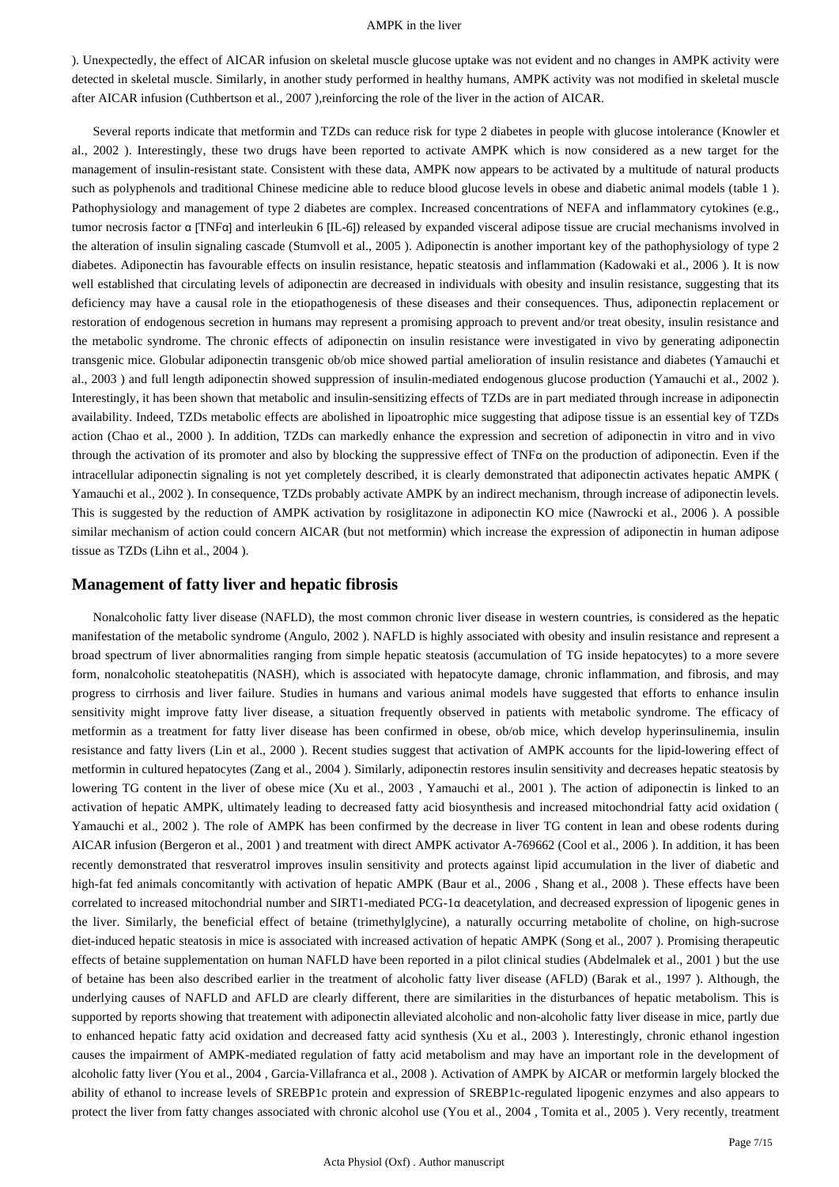). Unexpectedly, the effect of AICAR infusion on skeletal muscle glucose uptake was not evident and no changes in AMPK activity were detected in skeletal muscle. Similarly, in another study performed in healthy humans, AMPK activity was not modified in skeletal muscle after AICAR infusion (Cuthbertson et al., 2007 ),reinforcing the role of the liver in the action of AICAR.

Several reports indicate that metformin and TZDs can reduce risk for type 2 diabetes in people with glucose intolerance (Knowler et al., 2002 ). Interestingly, these two drugs have been reported to activate AMPK which is now considered as a new target for the management of insulin-resistant state. Consistent with these data, AMPK now appears to be activated by a multitude of natural products such as polyphenols and traditional Chinese medicine able to reduce blood glucose levels in obese and diabetic animal models (table 1 ). Pathophysiology and management of type 2 diabetes are complex. Increased concentrations of NEFA and inflammatory cytokines (e.g., tumor necrosis factor α [TNFα] and interleukin 6 [IL-6]) released by expanded visceral adipose tissue are crucial mechanisms involved in the alteration of insulin signaling cascade (Stumvoll et al., 2005 ). Adiponectin is another important key of the pathophysiology of type 2 diabetes. Adiponectin has favourable effects on insulin resistance, hepatic steatosis and inflammation (Kadowaki et al., 2006 ). It is now well established that circulating levels of adiponectin are decreased in individuals with obesity and insulin resistance, suggesting that its deficiency may have a causal role in the etiopathogenesis of these diseases and their consequences. Thus, adiponectin replacement or restoration of endogenous secretion in humans may represent a promising approach to prevent and/or treat obesity, insulin resistance and the metabolic syndrome. The chronic effects of adiponectin on insulin resistance were investigated in vivo by generating adiponectin transgenic mice. Globular adiponectin transgenic ob/ob mice showed partial amelioration of insulin resistance and diabetes (Yamauchi et al., 2003 ) and full length adiponectin showed suppression of insulin-mediated endogenous glucose production (Yamauchi et al., 2002 ). Interestingly, it has been shown that metabolic and insulin-sensitizing effects of TZDs are in part mediated through increase in adiponectin availability. Indeed, TZDs metabolic effects are abolished in lipoatrophic mice suggesting that adipose tissue is an essential key of TZDs action (Chao et al., 2000 ). In addition, TZDs can markedly enhance the expression and secretion of adiponectin in vitro and in vivo through the activation of its promoter and also by blocking the suppressive effect of TNFα on the production of adiponectin. Even if the intracellular adiponectin signaling is not yet completely described, it is clearly demonstrated that adiponectin activates hepatic AMPK ( Yamauchi et al., 2002 ). In consequence, TZDs probably activate AMPK by an indirect mechanism, through increase of adiponectin levels. This is suggested by the reduction of AMPK activation by rosiglitazone in adiponectin KO mice (Nawrocki et al., 2006 ). A possible similar mechanism of action could concern AICAR (but not metformin) which increase the expression of adiponectin in human adipose tissue as TZDs (Lihn et al., 2004 ).

## Management of fatty liver and hepatic fibrosis

Nonalcoholic fatty liver disease (NAFLD), the most common chronic liver disease in western countries, is considered as the hepatic manifestation of the metabolic syndrome (Angulo, 2002 ). NAFLD is highly associated with obesity and insulin resistance and represent a broad spectrum of liver abnormalities ranging from simple hepatic steatosis (accumulation of TG inside hepatocytes) to a more severe form, nonalcoholic steatohepatitis (NASH), which is associated with hepatocyte damage, chronic inflammation, and fibrosis, and may progress to cirrhosis and liver failure. Studies in humans and various animal models have suggested that efforts to enhance insulin sensitivity might improve fatty liver disease, a situation frequently observed in patients with metabolic syndrome. The efficacy of metformin as a treatment for fatty liver disease has been confirmed in obese, ob/ob mice, which develop hyperinsulinemia, insulin resistance and fatty livers (Lin et al., 2000 ). Recent studies suggest that activation of AMPK accounts for the lipid-lowering effect of metformin in cultured hepatocytes (Zang et al., 2004 ). Similarly, adiponectin restores insulin sensitivity and decreases hepatic steatosis by lowering TG content in the liver of obese mice (Xu et al., 2003 , Yamauchi et al., 2001 ). The action of adiponectin is linked to an activation of hepatic AMPK, ultimately leading to decreased fatty acid biosynthesis and increased mitochondrial fatty acid oxidation ( Yamauchi et al., 2002 ). The role of AMPK has been confirmed by the decrease in liver TG content in lean and obese rodents during AICAR infusion (Bergeron et al., 2001 ) and treatment with direct AMPK activator A-769662 (Cool et al., 2006 ). In addition, it has been recently demonstrated that resveratrol improves insulin sensitivity and protects against lipid accumulation in the liver of diabetic and high-fat fed animals concomitantly with activation of hepatic AMPK (Baur et al., 2006 , Shang et al., 2008 ). These effects have been correlated to increased mitochondrial number and SIRT1-mediated PCG-1α deacetylation, and decreased expression of lipogenic genes in the liver. Similarly, the beneficial effect of betaine (trimethylglycine), a naturally occurring metabolite of choline, on high-sucrose diet-induced hepatic steatosis in mice is associated with increased activation of hepatic AMPK (Song et al., 2007 ). Promising therapeutic effects of betaine supplementation on human NAFLD have been reported in a pilot clinical studies (Abdelmalek et al., 2001 ) but the use of betaine has been also described earlier in the treatment of alcoholic fatty liver disease (AFLD) (Barak et al., 1997 ). Although, the underlying causes of NAFLD and AFLD are clearly different, there are similarities in the disturbances of hepatic metabolism. This is supported by reports showing that treatement with adiponectin alleviated alcoholic and non-alcoholic fatty liver disease in mice, partly due to enhanced hepatic fatty acid oxidation and decreased fatty acid synthesis (Xu et al., 2003 ). Interestingly, chronic ethanol ingestion causes the impairment of AMPK-mediated regulation of fatty acid metabolism and may have an important role in the development of alcoholic fatty liver (You et al., 2004 , Garcia-Villafranca et al., 2008 ). Activation of AMPK by AICAR or metformin largely blocked the ability of ethanol to increase levels of SREBP1c protein and expression of SREBP1c-regulated lipogenic enzymes and also appears to protect the liver from fatty changes associated with chronic alcohol use (You et al., 2004 , Tomita et al., 2005 ). Very recently, treatment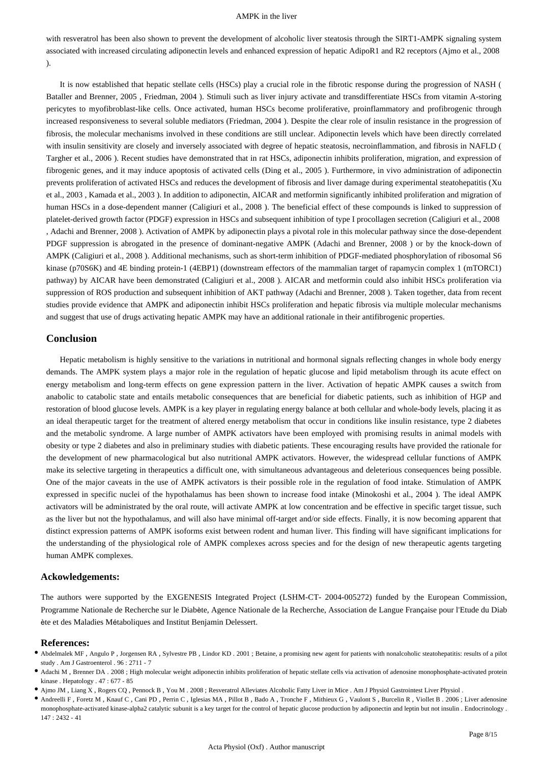with resveratrol has been also shown to prevent the development of alcoholic liver steatosis through the SIRT1-AMPK signaling system associated with increased circulating adiponectin levels and enhanced expression of hepatic AdipoR1 and R2 receptors (Ajmo et al., 2008 ).

It is now established that hepatic stellate cells (HSCs) play a crucial role in the fibrotic response during the progression of NASH ( Bataller and Brenner, 2005 , Friedman, 2004 ). Stimuli such as liver injury activate and transdifferentiate HSCs from vitamin A-storing pericytes to myofibroblast-like cells. Once activated, human HSCs become proliferative, proinflammatory and profibrogenic through increased responsiveness to several soluble mediators (Friedman, 2004 ). Despite the clear role of insulin resistance in the progression of fibrosis, the molecular mechanisms involved in these conditions are still unclear. Adiponectin levels which have been directly correlated with insulin sensitivity are closely and inversely associated with degree of hepatic steatosis, necroinflammation, and fibrosis in NAFLD ( Targher et al., 2006 ). Recent studies have demonstrated that in rat HSCs, adiponectin inhibits proliferation, migration, and expression of fibrogenic genes, and it may induce apoptosis of activated cells (Ding et al., 2005 ). Furthermore, in vivo administration of adiponectin prevents proliferation of activated HSCs and reduces the development of fibrosis and liver damage during experimental steatohepatitis (Xu et al., 2003 , Kamada et al., 2003 ). In addition to adiponectin, AICAR and metformin significantly inhibited proliferation and migration of human HSCs in a dose-dependent manner (Caligiuri et al., 2008 ). The beneficial effect of these compounds is linked to suppression of platelet-derived growth factor (PDGF) expression in HSCs and subsequent inhibition of type I procollagen secretion (Caligiuri et al., 2008 , Adachi and Brenner, 2008 ). Activation of AMPK by adiponectin plays a pivotal role in this molecular pathway since the dose-dependent PDGF suppression is abrogated in the presence of dominant-negative AMPK (Adachi and Brenner, 2008 ) or by the knock-down of AMPK (Caligiuri et al., 2008 ). Additional mechanisms, such as short-term inhibition of PDGF-mediated phosphorylation of ribosomal S6 kinase (p70S6K) and 4E binding protein-1 (4EBP1) (downstream effectors of the mammalian target of rapamycin complex 1 (mTORC1) pathway) by AICAR have been demonstrated (Caligiuri et al., 2008 ). AICAR and metformin could also inhibit HSCs proliferation via suppression of ROS production and subsequent inhibition of AKT pathway (Adachi and Brenner, 2008 ). Taken together, data from recent studies provide evidence that AMPK and adiponectin inhibit HSCs proliferation and hepatic fibrosis via multiple molecular mechanisms and suggest that use of drugs activating hepatic AMPK may have an additional rationale in their antifibrogenic properties.

## Conclusion

Hepatic metabolism is highly sensitive to the variations in nutritional and hormonal signals reflecting changes in whole body energy demands. The AMPK system plays a major role in the regulation of hepatic glucose and lipid metabolism through its acute effect on energy metabolism and long-term effects on gene expression pattern in the liver. Activation of hepatic AMPK causes a switch from anabolic to catabolic state and entails metabolic consequences that are beneficial for diabetic patients, such as inhibition of HGP and restoration of blood glucose levels. AMPK is a key player in regulating energy balance at both cellular and whole-body levels, placing it as an ideal therapeutic target for the treatment of altered energy metabolism that occur in conditions like insulin resistance, type 2 diabetes and the metabolic syndrome. A large number of AMPK activators have been employed with promising results in animal models with obesity or type 2 diabetes and also in preliminary studies with diabetic patients. These encouraging results have provided the rationale for the development of new pharmacological but also nutritional AMPK activators. However, the widespread cellular functions of AMPK make its selective targeting in therapeutics a difficult one, with simultaneous advantageous and deleterious consequences being possible. One of the major caveats in the use of AMPK activators is their possible role in the regulation of food intake. Stimulation of AMPK expressed in specific nuclei of the hypothalamus has been shown to increase food intake (Minokoshi et al., 2004 ). The ideal AMPK activators will be administrated by the oral route, will activate AMPK at low concentration and be effective in specific target tissue, such as the liver but not the hypothalamus, and will also have minimal off-target and/or side effects. Finally, it is now becoming apparent that distinct expression patterns of AMPK isoforms exist between rodent and human liver. This finding will have significant implications for the understanding of the physiological role of AMPK complexes across species and for the design of new therapeutic agents targeting human AMPK complexes.

### Ackowledgements:

The authors were supported by the EXGENESIS Integrated Project (LSHM-CT- 2004-005272) funded by the European Commission, Programme Nationale de Recherche sur le Diabète, Agence Nationale de la Recherche, Association de Langue Française pour l'Etude du Diabète et des Maladies Métaboliques and Institut Benjamin Delessert.

### References:

- Abdelmalek MF , Angulo P , Jorgensen RA , Sylvestre PB , Lindor KD . 2001 ; Betaine, a promising new agent for patients with nonalcoholic steatohepatitis: results of a pilot study . Am J Gastroenterol . 96 : 2711 - 7
- Adachi M , Brenner DA . 2008 ; High molecular weight adiponectin inhibits proliferation of hepatic stellate cells via activation of adenosine monophosphate-activated protein kinase . Hepatology . 47 : 677 - 85
- Ajmo JM , Liang X , Rogers CQ , Pennock B , You M . 2008 ; Resveratrol Alleviates Alcoholic Fatty Liver in Mice . Am J Physiol Gastrointest Liver Physiol .
- Andreelli F , Foretz M , Knauf C , Cani PD , Perrin C , Iglesias MA , Pillot B , Bado A , Tronche F , Mithieux G , Vaulont S , Burcelin R , Viollet B . 2006 ; Liver adenosine monophosphate-activated kinase-alpha2 catalytic subunit is a key target for the control of hepatic glucose production by adiponectin and leptin but not insulin . Endocrinology . 147 : 2432 - 41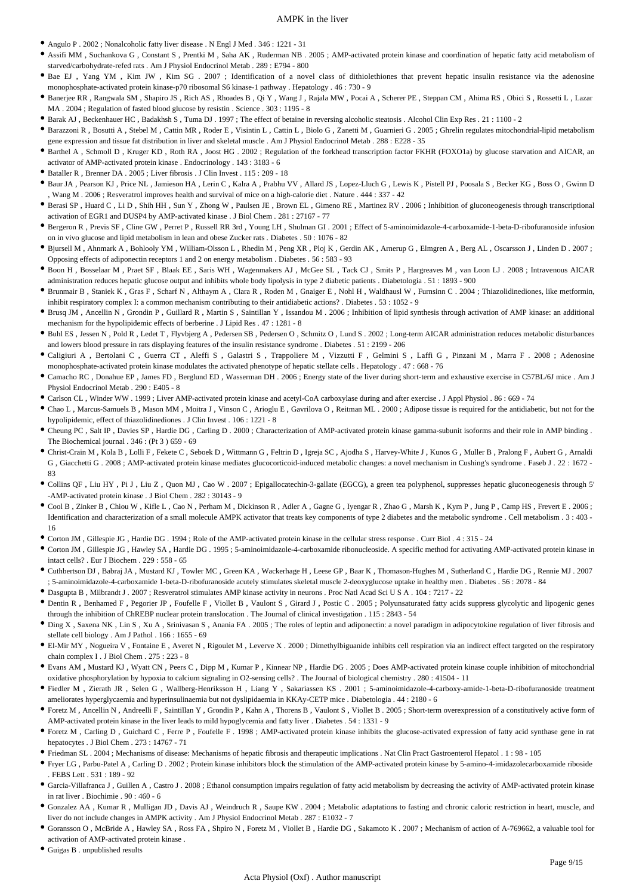- Angulo P . 2002 ; Nonalcoholic fatty liver disease . N Engl J Med . 346 : 1221 - 31
- Assifi MM , Suchankova G , Constant S , Prentki M , Saha AK , Ruderman NB . 2005 ; AMP-activated protein kinase and coordination of hepatic fatty acid metabolism of starved/carbohydrate-refed rats . Am J Physiol Endocrinol Metab . 289 : E794 - 800
- Bae EJ , Yang YM , Kim JW , Kim SG . 2007 ; Identification of a novel class of dithiolethiones that prevent hepatic insulin resistance via the adenosine monophosphate-activated protein kinase-p70 ribosomal S6 kinase-1 pathway . Hepatology . 46 : 730 - 9
- Banerjee RR , Rangwala SM , Shapiro JS , Rich AS , Rhoades B , Qi Y , Wang J , Rajala MW , Pocai A , Scherer PE , Steppan CM , Ahima RS , Obici S , Rossetti L , Lazar MA . 2004 ; Regulation of fasted blood glucose by resistin . Science . 303 : 1195 - 8
- Barak AJ , Beckenhauer HC , Badakhsh S , Tuma DJ . 1997 ; The effect of betaine in reversing alcoholic steatosis . Alcohol Clin Exp Res . 21 : 1100 - 2
- Barazzoni R , Bosutti A , Stebel M , Cattin MR , Roder E , Visintin L , Cattin L , Biolo G , Zanetti M , Guarnieri G . 2005 ; Ghrelin regulates mitochondrial-lipid metabolism gene expression and tissue fat distribution in liver and skeletal muscle . Am J Physiol Endocrinol Metab . 288 : E228 - 35
- Barthel A , Schmoll D , Kruger KD , Roth RA , Joost HG . 2002 ; Regulation of the forkhead transcription factor FKHR (FOXO1a) by glucose starvation and AICAR, an activator of AMP-activated protein kinase . Endocrinology . 143 : 3183 - 6
- Bataller R , Brenner DA . 2005 ; Liver fibrosis . J Clin Invest . 115 : 209 - 18
- Baur JA , Pearson KJ , Price NL , Jamieson HA , Lerin C , Kalra A , Prabhu VV , Allard JS , Lopez-Lluch G , Lewis K , Pistell PJ , Poosala S , Becker KG , Boss O , Gwinn D , Wang M . 2006 ; Resveratrol improves health and survival of mice on a high-calorie diet . Nature . 444 : 337 - 42
- Berasi SP , Huard C , Li D , Shih HH , Sun Y , Zhong W , Paulsen JE , Brown EL , Gimeno RE , Martinez RV . 2006 ; Inhibition of gluconeogenesis through transcriptional activation of EGR1 and DUSP4 by AMP-activated kinase . J Biol Chem . 281 : 27167 - 77
- Bergeron R , Previs SF , Cline GW , Perret P , Russell RR 3rd , Young LH , Shulman GI . 2001 ; Effect of 5-aminoimidazole-4-carboxamide-1-beta-D-ribofuranoside infusion on in vivo glucose and lipid metabolism in lean and obese Zucker rats . Diabetes . 50 : 1076 - 82
- Bjursell M , Ahnmark A , Bohlooly YM , William-Olsson L , Rhedin M , Peng XR , Ploj K , Gerdin AK , Arnerup G , Elmgren A , Berg AL , Oscarsson J , Linden D . 2007 ; Opposing effects of adiponectin receptors 1 and 2 on energy metabolism . Diabetes . 56 : 583 - 93
- Boon H , Bosselaar M , Praet SF , Blaak EE , Saris WH , Wagenmakers AJ , McGee SL , Tack CJ , Smits P , Hargreaves M , van Loon LJ . 2008 ; Intravenous AICAR administration reduces hepatic glucose output and inhibits whole body lipolysis in type 2 diabetic patients . Diabetologia . 51 : 1893 - 900
- Brunmair B , Staniek K , Gras F , Scharf N , Althaym A , Clara R , Roden M , Gnaiger E , Nohl H , Waldhausl W , Furnsinn C . 2004 ; Thiazolidinediones, like metformin, inhibit respiratory complex I: a common mechanism contributing to their antidiabetic actions? . Diabetes . 53 : 1052 - 9
- Brusq JM , Ancellin N , Grondin P , Guillard R , Martin S , Saintillan Y , Issandou M . 2006 ; Inhibition of lipid synthesis through activation of AMP kinase: an additional mechanism for the hypolipidemic effects of berberine . J Lipid Res . 47 : 1281 - 8
- Buhl ES , Jessen N , Pold R , Ledet T , Flyvbjerg A , Pedersen SB , Pedersen O , Schmitz O , Lund S . 2002 ; Long-term AICAR administration reduces metabolic disturbances and lowers blood pressure in rats displaying features of the insulin resistance syndrome . Diabetes . 51 : 2199 - 206
- Caligiuri A , Bertolani C , Guerra CT , Aleffi S , Galastri S , Trappoliere M , Vizzutti F , Gelmini S , Laffi G , Pinzani M , Marra F . 2008 ; Adenosine monophosphate-activated protein kinase modulates the activated phenotype of hepatic stellate cells . Hepatology . 47 : 668 - 76
- Camacho RC , Donahue EP , James FD , Berglund ED , Wasserman DH . 2006 ; Energy state of the liver during short-term and exhaustive exercise in C57BL/6J mice . Am J Physiol Endocrinol Metab . 290 : E405 - 8
- Carlson CL , Winder WW . 1999 ; Liver AMP-activated protein kinase and acetyl-CoA carboxylase during and after exercise . J Appl Physiol . 86 : 669 - 74
- Chao L , Marcus-Samuels B , Mason MM , Moitra J , Vinson C , Arioglu E , Gavrilova O , Reitman ML . 2000 ; Adipose tissue is required for the antidiabetic, but not for the hypolipidemic, effect of thiazolidinediones . J Clin Invest . 106 : 1221 - 8
- Cheung PC , Salt IP , Davies SP , Hardie DG , Carling D . 2000 ; Characterization of AMP-activated protein kinase gamma-subunit isoforms and their role in AMP binding . The Biochemical journal . 346 : (Pt 3 ) 659 - 69
- Christ-Crain M , Kola B , Lolli F , Fekete C , Seboek D , Wittmann G , Feltrin D , Igreja SC , Ajodha S , Harvey-White J , Kunos G , Muller B , Pralong F , Aubert G , Arnaldi G , Giacchetti G . 2008 ; AMP-activated protein kinase mediates glucocorticoid-induced metabolic changes: a novel mechanism in Cushing's syndrome . Faseb J . 22 : 1672 - 83
- Collins QF , Liu HY , Pi J , Liu Z , Quon MJ , Cao W . 2007 ; Epigallocatechin-3-gallate (EGCG), a green tea polyphenol, suppresses hepatic gluconeogenesis through 5′ -AMP-activated protein kinase . J Biol Chem . 282 : 30143 - 9
- Cool B , Zinker B , Chiou W , Kifle L , Cao N , Perham M , Dickinson R , Adler A , Gagne G , Iyengar R , Zhao G , Marsh K , Kym P , Jung P , Camp HS , Frevert E . 2006 ; Identification and characterization of a small molecule AMPK activator that treats key components of type 2 diabetes and the metabolic syndrome . Cell metabolism . 3 : 403 - 16
- Corton JM , Gillespie JG , Hardie DG . 1994 ; Role of the AMP-activated protein kinase in the cellular stress response . Curr Biol . 4 : 315 - 24
- Corton JM , Gillespie JG , Hawley SA , Hardie DG . 1995 ; 5-aminoimidazole-4-carboxamide ribonucleoside. A specific method for activating AMP-activated protein kinase in intact cells? . Eur J Biochem . 229 : 558 - 65
- Cuthbertson DJ , Babraj JA , Mustard KJ , Towler MC , Green KA , Wackerhage H , Leese GP , Baar K , Thomason-Hughes M , Sutherland C , Hardie DG , Rennie MJ . 2007 ; 5-aminoimidazole-4-carboxamide 1-beta-D-ribofuranoside acutely stimulates skeletal muscle 2-deoxyglucose uptake in healthy men . Diabetes . 56 : 2078 - 84
- Dasgupta B , Milbrandt J . 2007 ; Resveratrol stimulates AMP kinase activity in neurons . Proc Natl Acad Sci U S A . 104 : 7217 - 22
- Dentin R , Benhamed F , Pegorier JP , Foufelle F , Viollet B , Vaulont S , Girard J , Postic C . 2005 ; Polyunsaturated fatty acids suppress glycolytic and lipogenic genes through the inhibition of ChREBP nuclear protein translocation . The Journal of clinical investigation . 115 : 2843 - 54
- Ding X , Saxena NK , Lin S , Xu A , Srinivasan S , Anania FA . 2005 ; The roles of leptin and adiponectin: a novel paradigm in adipocytokine regulation of liver fibrosis and stellate cell biology . Am J Pathol . 166 : 1655 - 69
- El-Mir MY , Nogueira V , Fontaine E , Averet N , Rigoulet M , Leverve X . 2000 ; Dimethylbiguanide inhibits cell respiration via an indirect effect targeted on the respiratory chain complex I . J Biol Chem . 275 : 223 - 8
- Evans AM , Mustard KJ , Wyatt CN , Peers C , Dipp M , Kumar P , Kinnear NP , Hardie DG . 2005 ; Does AMP-activated protein kinase couple inhibition of mitochondrial oxidative phosphorylation by hypoxia to calcium signaling in O2-sensing cells? . The Journal of biological chemistry . 280 : 41504 - 11
- Fiedler M , Zierath JR , Selen G , Wallberg-Henriksson H , Liang Y , Sakariassen KS . 2001 ; 5-aminoimidazole-4-carboxy-amide-1-beta-D-ribofuranoside treatment ameliorates hyperglycaemia and hyperinsulinaemia but not dyslipidaemia in KKAy-CETP mice . Diabetologia . 44 : 2180 - 6
- Foretz M , Ancellin N , Andreelli F , Saintillan Y , Grondin P , Kahn A , Thorens B , Vaulont S , Viollet B . 2005 ; Short-term overexpression of a constitutively active form of AMP-activated protein kinase in the liver leads to mild hypoglycemia and fatty liver . Diabetes . 54 : 1331 - 9
- Foretz M , Carling D , Guichard C , Ferre P , Foufelle F . 1998 ; AMP-activated protein kinase inhibits the glucose-activated expression of fatty acid synthase gene in rat hepatocytes . J Biol Chem . 273 : 14767 - 71
- Friedman SL . 2004 ; Mechanisms of disease: Mechanisms of hepatic fibrosis and therapeutic implications . Nat Clin Pract Gastroenterol Hepatol . 1 : 98 - 105
- Fryer LG , Parbu-Patel A , Carling D . 2002 ; Protein kinase inhibitors block the stimulation of the AMP-activated protein kinase by 5-amino-4-imidazolecarboxamide riboside . FEBS Lett . 531 : 189 - 92
- Garcia-Villafranca J , Guillen A , Castro J . 2008 ; Ethanol consumption impairs regulation of fatty acid metabolism by decreasing the activity of AMP-activated protein kinase in rat liver . Biochimie . 90 : 460 - 6
- Gonzalez AA , Kumar R , Mulligan JD , Davis AJ , Weindruch R , Saupe KW . 2004 ; Metabolic adaptations to fasting and chronic caloric restriction in heart, muscle, and liver do not include changes in AMPK activity . Am J Physiol Endocrinol Metab . 287 : E1032 - 7
- Goransson O , McBride A , Hawley SA , Ross FA , Shpiro N , Foretz M , Viollet B , Hardie DG , Sakamoto K . 2007 ; Mechanism of action of A-769662, a valuable tool for activation of AMP-activated protein kinase .
- Guigas B . unpublished results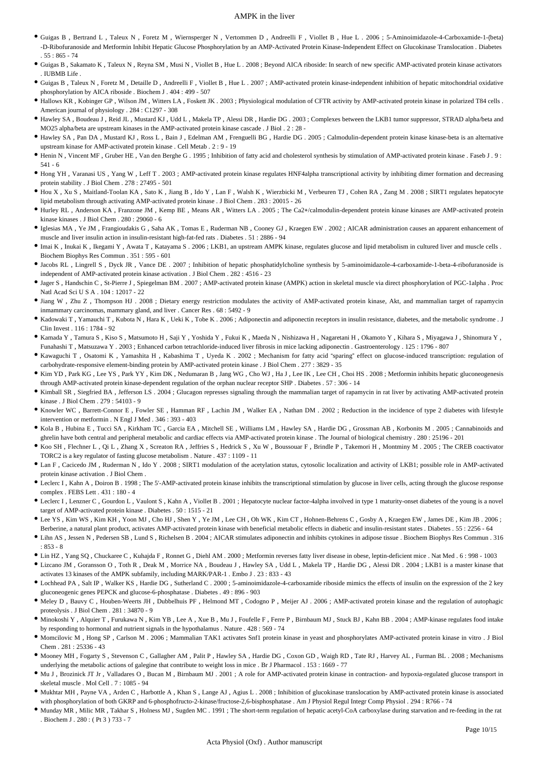- Guigas B , Bertrand L , Taleux N , Foretz M , Wiernsperger N , Vertommen D , Andreelli F , Viollet B , Hue L . 2006 ; 5-Aminoimidazole-4-Carboxamide-1-{beta}-D-Ribofuranoside and Metformin Inhibit Hepatic Glucose Phosphorylation by an AMP-Activated Protein Kinase-Independent Effect on Glucokinase Translocation . Diabetes . 55 : 865 - 74
- Guigas B , Sakamato K , Taleux N , Reyna SM , Musi N , Viollet B , Hue L . 2008 ; Beyond AICA riboside: In search of new specific AMP-activated protein kinase activators . IUBMB Life .
- Guigas B , Taleux N , Foretz M , Detaille D , Andreelli F , Viollet B , Hue L . 2007 ; AMP-activated protein kinase-independent inhibition of hepatic mitochondrial oxidative phosphorylation by AICA riboside . Biochem J . 404 : 499 - 507
- Hallows KR , Kobinger GP , Wilson JM , Witters LA , Foskett JK . 2003 ; Physiological modulation of CFTR activity by AMP-activated protein kinase in polarized T84 cells . American journal of physiology . 284 : C1297 - 308
- Hawley SA , Boudeau J , Reid JL , Mustard KJ , Udd L , Makela TP , Alessi DR , Hardie DG . 2003 ; Complexes between the LKB1 tumor suppressor, STRAD alpha/beta and MO25 alpha/beta are upstream kinases in the AMP-activated protein kinase cascade . J Biol . 2 : 28 -
- Hawley SA , Pan DA , Mustard KJ , Ross L , Bain J , Edelman AM , Frenguelli BG , Hardie DG . 2005 ; Calmodulin-dependent protein kinase kinase-beta is an alternative upstream kinase for AMP-activated protein kinase . Cell Metab . 2 : 9 - 19
- Henin N , Vincent MF , Gruber HE , Van den Berghe G . 1995 ; Inhibition of fatty acid and cholesterol synthesis by stimulation of AMP-activated protein kinase . Faseb J . 9 : 541 - 6
- Hong YH , Varanasi US , Yang W , Leff T . 2003 ; AMP-activated protein kinase regulates HNF4alpha transcriptional activity by inhibiting dimer formation and decreasing protein stability . J Biol Chem . 278 : 27495 - 501
- Hou X , Xu S , Maitland-Toolan KA , Sato K , Jiang B , Ido Y , Lan F , Walsh K , Wierzbicki M , Verbeuren TJ , Cohen RA , Zang M . 2008 ; SIRT1 regulates hepatocyte lipid metabolism through activating AMP-activated protein kinase . J Biol Chem . 283 : 20015 - 26
- Hurley RL , Anderson KA , Franzone JM , Kemp BE , Means AR , Witters LA . 2005 ; The Ca2+/calmodulin-dependent protein kinase kinases are AMP-activated protein kinase kinases . J Biol Chem . 280 : 29060 - 6
- Iglesias MA , Ye JM , Frangioudakis G , Saha AK , Tomas E , Ruderman NB , Cooney GJ , Kraegen EW . 2002 ; AICAR administration causes an apparent enhancement of muscle and liver insulin action in insulin-resistant high-fat-fed rats . Diabetes . 51 : 2886 - 94
- Imai K , Inukai K , Ikegami Y , Awata T , Katayama S . 2006 ; LKB1, an upstream AMPK kinase, regulates glucose and lipid metabolism in cultured liver and muscle cells . Biochem Biophys Res Commun . 351 : 595 - 601
- Jacobs RL , Lingrell S , Dyck JR , Vance DE . 2007 ; Inhibition of hepatic phosphatidylcholine synthesis by 5-aminoimidazole-4-carboxamide-1-beta-4-ribofuranoside is independent of AMP-activated protein kinase activation . J Biol Chem . 282 : 4516 - 23
- Jager S , Handschin C , St-Pierre J , Spiegelman BM . 2007 ; AMP-activated protein kinase (AMPK) action in skeletal muscle via direct phosphorylation of PGC-1alpha . Proc Natl Acad Sci U S A . 104 : 12017 - 22
- Jiang W , Zhu Z , Thompson HJ . 2008 ; Dietary energy restriction modulates the activity of AMP-activated protein kinase, Akt, and mammalian target of rapamycin inmammary carcinomas, mammary gland, and liver . Cancer Res . 68 : 5492 - 9
- Kadowaki T , Yamauchi T , Kubota N , Hara K , Ueki K , Tobe K . 2006 ; Adiponectin and adiponectin receptors in insulin resistance, diabetes, and the metabolic syndrome . J Clin Invest . 116 : 1784 - 92
- Kamada Y , Tamura S , Kiso S , Matsumoto H , Saji Y , Yoshida Y , Fukui K , Maeda N , Nishizawa H , Nagaretani H , Okamoto Y , Kihara S , Miyagawa J , Shinomura Y , Funahashi T , Matsuzawa Y . 2003 ; Enhanced carbon tetrachloride-induced liver fibrosis in mice lacking adiponectin . Gastroenterology . 125 : 1796 - 807
- Kawaguchi T , Osatomi K , Yamashita H , Kabashima T , Uyeda K . 2002 ; Mechanism for fatty acid "sparing" effect on glucose-induced transcription: regulation of carbohydrate-responsive element-binding protein by AMP-activated protein kinase . J Biol Chem . 277 : 3829 - 35
- Kim YD , Park KG , Lee YS , Park YY , Kim DK , Nedumaran B , Jang WG , Cho WJ , Ha J , Lee IK , Lee CH , Choi HS . 2008 ; Metformin inhibits hepatic gluconeogenesis through AMP-activated protein kinase-dependent regulation of the orphan nuclear receptor SHP . Diabetes . 57 : 306 - 14
- Kimball SR , Siegfried BA , Jefferson LS . 2004 ; Glucagon represses signaling through the mammalian target of rapamycin in rat liver by activating AMP-activated protein kinase . J Biol Chem . 279 : 54103 - 9
- Knowler WC , Barrett-Connor E , Fowler SE , Hamman RF , Lachin JM , Walker EA , Nathan DM . 2002 ; Reduction in the incidence of type 2 diabetes with lifestyle intervention or metformin . N Engl J Med . 346 : 393 - 403
- Kola B , Hubina E , Tucci SA , Kirkham TC , Garcia EA , Mitchell SE , Williams LM , Hawley SA , Hardie DG , Grossman AB , Korbonits M . 2005 ; Cannabinoids and ghrelin have both central and peripheral metabolic and cardiac effects via AMP-activated protein kinase . The Journal of biological chemistry . 280 : 25196 - 201
- Koo SH , Flechner L , Qi L , Zhang X , Screaton RA , Jeffries S , Hedrick S , Xu W , Boussouar F , Brindle P , Takemori H , Montminy M . 2005 ; The CREB coactivator TORC2 is a key regulator of fasting glucose metabolism . Nature . 437 : 1109 - 11
- Lan F , Cacicedo JM , Ruderman N , Ido Y . 2008 ; SIRT1 modulation of the acetylation status, cytosolic localization and activity of LKB1; possible role in AMP-activated protein kinase activation . J Biol Chem .
- Leclerc I , Kahn A , Doiron B . 1998 ; The 5′-AMP-activated protein kinase inhibits the transcriptional stimulation by glucose in liver cells, acting through the glucose response complex . FEBS Lett . 431 : 180 - 4
- Leclerc I , Lenzner C , Gourdon L , Vaulont S , Kahn A , Viollet B . 2001 ; Hepatocyte nuclear factor-4alpha involved in type 1 maturity-onset diabetes of the young is a novel target of AMP-activated protein kinase . Diabetes . 50 : 1515 - 21
- Lee YS , Kim WS , Kim KH , Yoon MJ , Cho HJ , Shen Y , Ye JM , Lee CH , Oh WK , Kim CT , Hohnen-Behrens C , Gosby A , Kraegen EW , James DE , Kim JB . 2006 ; Berberine, a natural plant product, activates AMP-activated protein kinase with beneficial metabolic effects in diabetic and insulin-resistant states . Diabetes . 55 : 2256 - 64
- Lihn AS , Jessen N , Pedersen SB , Lund S , Richelsen B . 2004 ; AICAR stimulates adiponectin and inhibits cytokines in adipose tissue . Biochem Biophys Res Commun . 316 : 853 - 8
- Lin HZ , Yang SQ , Chuckaree C , Kuhajda F , Ronnet G , Diehl AM . 2000 ; Metformin reverses fatty liver disease in obese, leptin-deficient mice . Nat Med . 6 : 998 - 1003
- Lizcano JM , Goransson O , Toth R , Deak M , Morrice NA , Boudeau J , Hawley SA , Udd L , Makela TP , Hardie DG , Alessi DR . 2004 ; LKB1 is a master kinase that activates 13 kinases of the AMPK subfamily, including MARK/PAR-1 . Embo J . 23 : 833 - 43
- Lochhead PA , Salt IP , Walker KS , Hardie DG , Sutherland C . 2000 ; 5-aminoimidazole-4-carboxamide riboside mimics the effects of insulin on the expression of the 2 key gluconeogenic genes PEPCK and glucose-6-phosphatase . Diabetes . 49 : 896 - 903
- Meley D , Bauvy C , Houben-Weerts JH , Dubbelhuis PF , Helmond MT , Codogno P , Meijer AJ . 2006 ; AMP-activated protein kinase and the regulation of autophagic proteolysis . J Biol Chem . 281 : 34870 - 9
- Minokoshi Y , Alquier T , Furukawa N , Kim YB , Lee A , Xue B , Mu J , Foufelle F , Ferre P , Birnbaum MJ , Stuck BJ , Kahn BB . 2004 ; AMP-kinase regulates food intake by responding to hormonal and nutrient signals in the hypothalamus . Nature . 428 : 569 - 74
- Momcilovic M , Hong SP , Carlson M . 2006 ; Mammalian TAK1 activates Snf1 protein kinase in yeast and phosphorylates AMP-activated protein kinase in vitro . J Biol Chem . 281 : 25336 - 43
- Mooney MH , Fogarty S , Stevenson C , Gallagher AM , Palit P , Hawley SA , Hardie DG , Coxon GD , Waigh RD , Tate RJ , Harvey AL , Furman BL . 2008 ; Mechanisms underlying the metabolic actions of galegine that contribute to weight loss in mice . Br J Pharmacol . 153 : 1669 - 77
- Mu J , Brozinick JT Jr , Valladares O , Bucan M , Birnbaum MJ . 2001 ; A role for AMP-activated protein kinase in contraction- and hypoxia-regulated glucose transport in skeletal muscle . Mol Cell . 7 : 1085 - 94
- Mukhtar MH , Payne VA , Arden C , Harbottle A , Khan S , Lange AJ , Agius L . 2008 ; Inhibition of glucokinase translocation by AMP-activated protein kinase is associated with phosphorylation of both GKRP and 6-phosphofructo-2-kinase/fructose-2,6-bisphosphatase . Am J Physiol Regul Integr Comp Physiol . 294 : R766 - 74
- Munday MR , Milic MR , Takhar S , Holness MJ , Sugden MC . 1991 ; The short-term regulation of hepatic acetyl-CoA carboxylase during starvation and re-feeding in the rat . Biochem J . 280 : ( Pt 3 ) 733 - 7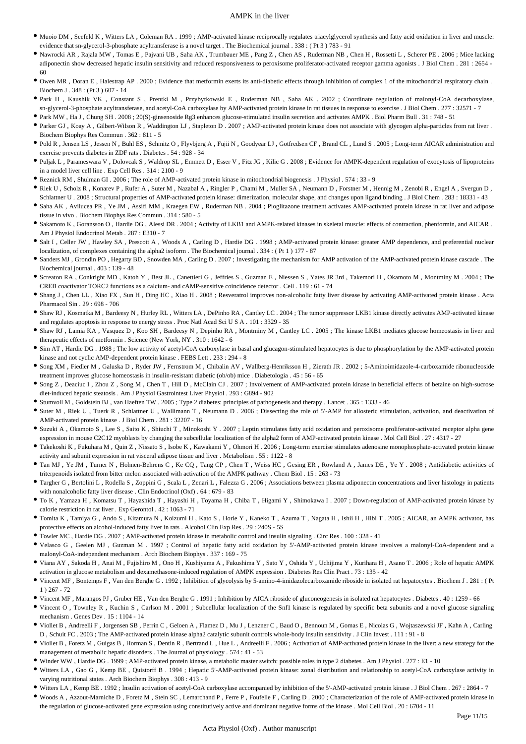- Muoio DM , Seefeld K , Witters LA , Coleman RA . 1999 ; AMP-activated kinase reciprocally regulates triacylglycerol synthesis and fatty acid oxidation in liver and muscle: evidence that sn-glycerol-3-phosphate acyltransferase is a novel target . The Biochemical journal . 338 : ( Pt 3 ) 783 - 91
- Nawrocki AR , Rajala MW , Tomas E , Pajvani UB , Saha AK , Trumbauer ME , Pang Z , Chen AS , Ruderman NB , Chen H , Rossetti L , Scherer PE . 2006 ; Mice lacking adiponectin show decreased hepatic insulin sensitivity and reduced responsiveness to peroxisome proliferator-activated receptor gamma agonists . J Biol Chem . 281 : 2654 - 60
- Owen MR , Doran E , Halestrap AP . 2000 ; Evidence that metformin exerts its anti-diabetic effects through inhibition of complex 1 of the mitochondrial respiratory chain . Biochem J . 348 : (Pt 3 ) 607 - 14
- Park H , Kaushik VK , Constant S , Prentki M , Przybytkowski E , Ruderman NB , Saha AK . 2002 ; Coordinate regulation of malonyl-CoA decarboxylase, sn-glycerol-3-phosphate acyltransferase, and acetyl-CoA carboxylase by AMP-activated protein kinase in rat tissues in response to exercise . J Biol Chem . 277 : 32571 - 7
- Park MW , Ha J , Chung SH . 2008 ; 20(S)-ginsenoside Rg3 enhances glucose-stimulated insulin secretion and activates AMPK . Biol Pharm Bull . 31 : 748 - 51
- Parker GJ , Koay A , Gilbert-Wilson R , Waddington LJ , Stapleton D . 2007 ; AMP-activated protein kinase does not associate with glycogen alpha-particles from rat liver . Biochem Biophys Res Commun . 362 : 811 - 5
- Pold R , Jensen LS , Jessen N , Buhl ES , Schmitz O , Flyvbjerg A , Fujii N , Goodyear LJ , Gotfredsen CF , Brand CL , Lund S . 2005 ; Long-term AICAR administration and exercise prevents diabetes in ZDF rats . Diabetes . 54 : 928 - 34
- Puljak L , Parameswara V , Dolovcak S , Waldrop SL , Emmett D , Esser V , Fitz JG , Kilic G . 2008 ; Evidence for AMPK-dependent regulation of exocytosis of lipoproteins in a model liver cell line . Exp Cell Res . 314 : 2100 - 9
- Reznick RM , Shulman GI . 2006 ; The role of AMP-activated protein kinase in mitochondrial biogenesis . J Physiol . 574 : 33 - 9
- Riek U , Scholz R , Konarev P , Rufer A , Suter M , Nazabal A , Ringler P , Chami M , Muller SA , Neumann D , Forstner M , Hennig M , Zenobi R , Engel A , Svergun D , Schlattner U . 2008 ; Structural properties of AMP-activated protein kinase: dimerization, molecular shape, and changes upon ligand binding . J Biol Chem . 283 : 18331 - 43
- Saha AK , Avilucea PR , Ye JM , Assifi MM , Kraegen EW , Ruderman NB . 2004 ; Pioglitazone treatment activates AMP-activated protein kinase in rat liver and adipose tissue in vivo . Biochem Biophys Res Commun . 314 : 580 - 5
- Sakamoto K , Goransson O , Hardie DG , Alessi DR . 2004 ; Activity of LKB1 and AMPK-related kinases in skeletal muscle: effects of contraction, phenformin, and AICAR . Am J Physiol Endocrinol Metab . 287 : E310 - 7
- Salt I , Celler JW , Hawley SA , Prescott A , Woods A , Carling D , Hardie DG . 1998 ; AMP-activated protein kinase: greater AMP dependence, and preferential nuclear localization, of complexes containing the alpha2 isoform . The Biochemical journal . 334 : ( Pt 1 ) 177 - 87
- Sanders MJ , Grondin PO , Hegarty BD , Snowden MA , Carling D . 2007 ; Investigating the mechanism for AMP activation of the AMP-activated protein kinase cascade . The Biochemical journal . 403 : 139 - 48
- Screaton RA , Conkright MD , Katoh Y , Best JL , Canettieri G , Jeffries S , Guzman E , Niessen S , Yates JR 3rd , Takemori H , Okamoto M , Montminy M . 2004 ; The CREB coactivator TORC2 functions as a calcium- and cAMP-sensitive coincidence detector . Cell . 119 : 61 - 74
- Shang J , Chen LL , Xiao FX , Sun H , Ding HC , Xiao H . 2008 ; Resveratrol improves non-alcoholic fatty liver disease by activating AMP-activated protein kinase . Acta Pharmacol Sin . 29 : 698 - 706
- Shaw RJ , Kosmatka M , Bardeesy N , Hurley RL , Witters LA , DePinho RA , Cantley LC . 2004 ; The tumor suppressor LKB1 kinase directly activates AMP-activated kinase and regulates apoptosis in response to energy stress . Proc Natl Acad Sci U S A . 101 : 3329 - 35
- Shaw RJ , Lamia KA , Vasquez D , Koo SH , Bardeesy N , Depinho RA , Montminy M , Cantley LC . 2005 ; The kinase LKB1 mediates glucose homeostasis in liver and therapeutic effects of metformin . Science (New York, NY . 310 : 1642 - 6
- Sim AT , Hardie DG . 1988 ; The low activity of acetyl-CoA carboxylase in basal and glucagon-stimulated hepatocytes is due to phosphorylation by the AMP-activated protein kinase and not cyclic AMP-dependent protein kinase . FEBS Lett . 233 : 294 - 8
- Song XM , Fiedler M , Galuska D , Ryder JW , Fernstrom M , Chibalin AV , Wallberg-Henriksson H , Zierath JR . 2002 ; 5-Aminoimidazole-4-carboxamide ribonucleoside treatment improves glucose homeostasis in insulin-resistant diabetic (ob/ob) mice . Diabetologia . 45 : 56 - 65
- Song Z , Deaciuc I , Zhou Z , Song M , Chen T , Hill D , McClain CJ . 2007 ; Involvement of AMP-activated protein kinase in beneficial effects of betaine on high-sucrose diet-induced hepatic steatosis . Am J Physiol Gastrointest Liver Physiol . 293 : G894 - 902
- Stumvoll M , Goldstein BJ , van Haeften TW . 2005 ; Type 2 diabetes: principles of pathogenesis and therapy . Lancet . 365 : 1333 - 46
- Suter M , Riek U , Tuerk R , Schlattner U , Wallimann T , Neumann D . 2006 ; Dissecting the role of 5'-AMP for allosteric stimulation, activation, and deactivation of AMP-activated protein kinase . J Biol Chem . 281 : 32207 - 16
- Suzuki A , Okamoto S , Lee S , Saito K , Shiuchi T , Minokoshi Y . 2007 ; Leptin stimulates fatty acid oxidation and peroxisome proliferator-activated receptor alpha gene expression in mouse C2C12 myoblasts by changing the subcellular localization of the alpha2 form of AMP-activated protein kinase . Mol Cell Biol . 27 : 4317 - 27
- Takekoshi K , Fukuhara M , Quin Z , Nissato S , Isobe K , Kawakami Y , Ohmori H . 2006 ; Long-term exercise stimulates adenosine monophosphate-activated protein kinase activity and subunit expression in rat visceral adipose tissue and liver . Metabolism . 55 : 1122 - 8
- Tan MJ , Ye JM , Turner N , Hohnen-Behrens C , Ke CQ , Tang CP , Chen T , Weiss HC , Gesing ER , Rowland A , James DE , Ye Y . 2008 ; Antidiabetic activities of triterpenoids isolated from bitter melon associated with activation of the AMPK pathway . Chem Biol . 15 : 263 - 73
- Targher G , Bertolini L , Rodella S , Zoppini G , Scala L , Zenari L , Falezza G . 2006 ; Associations between plasma adiponectin concentrations and liver histology in patients with nonalcoholic fatty liver disease . Clin Endocrinol (Oxf) . 64 : 679 - 83
- To K , Yamaza H , Komatsu T , Hayashida T , Hayashi H , Toyama H , Chiba T , Higami Y , Shimokawa I . 2007 ; Down-regulation of AMP-activated protein kinase by calorie restriction in rat liver . Exp Gerontol . 42 : 1063 - 71
- Tomita K , Tamiya G , Ando S , Kitamura N , Koizumi H , Kato S , Horie Y , Kaneko T , Azuma T , Nagata H , Ishii H , Hibi T . 2005 ; AICAR, an AMPK activator, has protective effects on alcohol-induced fatty liver in rats . Alcohol Clin Exp Res . 29 : 240S - 5S
- Towler MC , Hardie DG . 2007 ; AMP-activated protein kinase in metabolic control and insulin signaling . Circ Res . 100 : 328 - 41
- Velasco G , Geelen MJ , Guzman M . 1997 ; Control of hepatic fatty acid oxidation by 5′-AMP-activated protein kinase involves a malonyl-CoA-dependent and a malonyl-CoA-independent mechanism . Arch Biochem Biophys . 337 : 169 - 75
- Viana AY , Sakoda H , Anai M , Fujishiro M , Ono H , Kushiyama A , Fukushima Y , Sato Y , Oshida Y , Uchijima Y , Kurihara H , Asano T . 2006 ; Role of hepatic AMPK activation in glucose metabolism and dexamethasone-induced regulation of AMPK expression . Diabetes Res Clin Pract . 73 : 135 - 42
- Vincent MF , Bontemps F , Van den Berghe G . 1992 ; Inhibition of glycolysis by 5-amino-4-imidazolecarboxamide riboside in isolated rat hepatocytes . Biochem J . 281 : ( Pt 1 ) 267 - 72
- Vincent MF , Marangos PJ , Gruber HE , Van den Berghe G . 1991 ; Inhibition by AICA riboside of gluconeogenesis in isolated rat hepatocytes . Diabetes . 40 : 1259 - 66
- Vincent O , Townley R , Kuchin S , Carlson M . 2001 ; Subcellular localization of the Snf1 kinase is regulated by specific beta subunits and a novel glucose signaling mechanism . Genes Dev . 15 : 1104 - 14
- Viollet B , Andreelli F , Jorgensen SB , Perrin C , Geloen A , Flamez D , Mu J , Lenzner C , Baud O , Bennoun M , Gomas E , Nicolas G , Wojtaszewski JF , Kahn A , Carling D , Schuit FC . 2003 ; The AMP-activated protein kinase alpha2 catalytic subunit controls whole-body insulin sensitivity . J Clin Invest . 111 : 91 - 8
- Viollet B , Foretz M , Guigas B , Horman S , Dentin R , Bertrand L , Hue L , Andreelli F . 2006 ; Activation of AMP-activated protein kinase in the liver: a new strategy for the management of metabolic hepatic disorders . The Journal of physiology . 574 : 41 - 53
- Winder WW , Hardie DG . 1999 ; AMP-activated protein kinase, a metabolic master switch: possible roles in type 2 diabetes . Am J Physiol . 277 : E1 - 10
- Witters LA , Gao G , Kemp BE , Quistorff B . 1994 ; Hepatic 5′-AMP-activated protein kinase: zonal distribution and relationship to acetyl-CoA carboxylase activity in varying nutritional states . Arch Biochem Biophys . 308 : 413 - 9
- Witters LA , Kemp BE . 1992 ; Insulin activation of acetyl-CoA carboxylase accompanied by inhibition of the 5′-AMP-activated protein kinase . J Biol Chem . 267 : 2864 - 7
- Woods A , Azzout-Marniche D , Foretz M , Stein SC , Lemarchand P , Ferre P , Foufelle F , Carling D . 2000 ; Characterization of the role of AMP-activated protein kinase in the regulation of glucose-activated gene expression using constitutively active and dominant negative forms of the kinase . Mol Cell Biol . 20 : 6704 - 11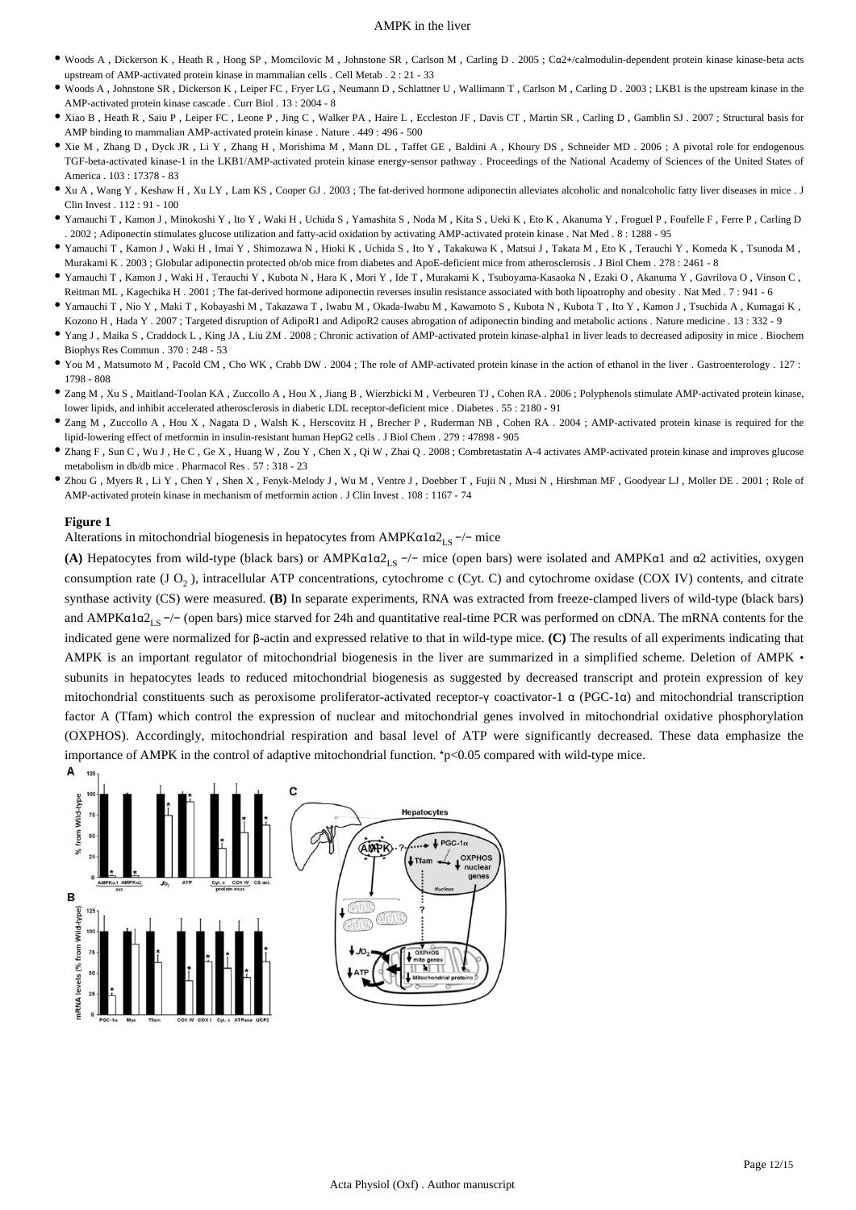- Woods A , Dickerson K , Heath R , Hong SP , Momcilovic M , Johnstone SR , Carlson M , Carling D . 2005 ; Ca2+/calmodulin-dependent protein kinase kinase-beta acts upstream of AMP-activated protein kinase in mammalian cells . Cell Metab . 2 : 21 - 33
- Woods A , Johnstone SR , Dickerson K , Leiper FC , Fryer LG , Neumann D , Schlattner U , Wallimann T , Carlson M , Carling D . 2003 ; LKB1 is the upstream kinase in the AMP-activated protein kinase cascade . Curr Biol . 13 : 2004 - 8
- Xiao B , Heath R , Saiu P , Leiper FC , Leone P , Jing C , Walker PA , Haire L , Eccleston JF , Davis CT , Martin SR , Carling D , Gamblin SJ . 2007 ; Structural basis for AMP binding to mammalian AMP-activated protein kinase . Nature . 449 : 496 - 500
- Xie M , Zhang D , Dyck JR , Li Y , Zhang H , Morishima M , Mann DL , Taffet GE , Baldini A , Khoury DS , Schneider MD . 2006 ; A pivotal role for endogenous TGF-beta-activated kinase-1 in the LKB1/AMP-activated protein kinase energy-sensor pathway . Proceedings of the National Academy of Sciences of the United States of America . 103 : 17378 - 83
- Xu A , Wang Y , Keshaw H , Xu LY , Lam KS , Cooper GJ . 2003 ; The fat-derived hormone adiponectin alleviates alcoholic and nonalcoholic fatty liver diseases in mice . J Clin Invest . 112 : 91 - 100
- Yamauchi T , Kamon J , Minokoshi Y , Ito Y , Waki H , Uchida S , Yamashita S , Noda M , Kita S , Ueki K , Eto K , Akanuma Y , Froguel P , Foufelle F , Ferre P , Carling D . 2002 ; Adiponectin stimulates glucose utilization and fatty-acid oxidation by activating AMP-activated protein kinase . Nat Med . 8 : 1288 - 95
- Yamauchi T , Kamon J , Waki H , Imai Y , Shimozawa N , Hioki K , Uchida S , Ito Y , Takakuwa K , Matsui J , Takata M , Eto K , Terauchi Y , Komeda K , Tsunoda M , Murakami K . 2003 ; Globular adiponectin protected ob/ob mice from diabetes and ApoE-deficient mice from atherosclerosis . J Biol Chem . 278 : 2461 - 8
- Yamauchi T , Kamon J , Waki H , Terauchi Y , Kubota N , Hara K , Mori Y , Ide T , Murakami K , Tsuboyama-Kasaoka N , Ezaki O , Akanuma Y , Gavrilova O , Vinson C , Reitman ML , Kagechika H . 2001 ; The fat-derived hormone adiponectin reverses insulin resistance associated with both lipoatrophy and obesity . Nat Med . 7 : 941 - 6
- Yamauchi T , Nio Y , Maki T , Kobayashi M , Takazawa T , Iwabu M , Okada-Iwabu M , Kawamoto S , Kubota N , Kubota T , Ito Y , Kamon J , Tsuchida A , Kumagai K , Kozono H , Hada Y . 2007 ; Targeted disruption of AdipoR1 and AdipoR2 causes abrogation of adiponectin binding and metabolic actions . Nature medicine . 13 : 332 - 9
- Yang J , Maika S , Craddock L , King JA , Liu ZM . 2008 ; Chronic activation of AMP-activated protein kinase-alpha1 in liver leads to decreased adiposity in mice . Biochem Biophys Res Commun . 370 : 248 - 53
- You M , Matsumoto M , Pacold CM , Cho WK , Crabb DW . 2004 ; The role of AMP-activated protein kinase in the action of ethanol in the liver . Gastroenterology . 127 : 1798 - 808
- Zang M , Xu S , Maitland-Toolan KA , Zuccollo A , Hou X , Jiang B , Wierzbicki M , Verbeuren TJ , Cohen RA . 2006 ; Polyphenols stimulate AMP-activated protein kinase, lower lipids, and inhibit accelerated atherosclerosis in diabetic LDL receptor-deficient mice . Diabetes . 55 : 2180 - 91
- Zang M , Zuccollo A , Hou X , Nagata D , Walsh K , Herscovitz H , Brecher P , Ruderman NB , Cohen RA . 2004 ; AMP-activated protein kinase is required for the lipid-lowering effect of metformin in insulin-resistant human HepG2 cells . J Biol Chem . 279 : 47898 - 905
- Zhang F , Sun C , Wu J , He C , Ge X , Huang W , Zou Y , Chen X , Qi W , Zhai Q . 2008 ; Combretastatin A-4 activates AMP-activated protein kinase and improves glucose metabolism in db/db mice . Pharmacol Res . 57 : 318 - 23
- Zhou G , Myers R , Li Y , Chen Y , Shen X , Fenyk-Melody J , Wu M , Ventre J , Doebber T , Fujii N , Musi N , Hirshman MF , Goodyear LJ , Moller DE . 2001 ; Role of AMP-activated protein kinase in mechanism of metformin action . J Clin Invest . 108 : 1167 - 74

**Figure 1**

Alterations in mitochondrial biogenesis in hepatocytes from AMPKα1α2$_{LS}$ −/− mice

**(A)** Hepatocytes from wild-type (black bars) or AMPKα1α2$_{LS}$ −/− mice (open bars) were isolated and AMPKα1 and α2 activities, oxygen consumption rate ($J\,O_2$), intracellular ATP concentrations, cytochrome c (Cyt. C) and cytochrome oxidase (COX IV) contents, and citrate synthase activity (CS) were measured. **(B)** In separate experiments, RNA was extracted from freeze-clamped livers of wild-type (black bars) and AMPKα1α2$_{LS}$ −/− (open bars) mice starved for 24h and quantitative real-time PCR was performed on cDNA. The mRNA contents for the indicated gene were normalized for β-actin and expressed relative to that in wild-type mice. **(C)** The results of all experiments indicating that AMPK is an important regulator of mitochondrial biogenesis in the liver are summarized in a simplified scheme. Deletion of AMPK • subunits in hepatocytes leads to reduced mitochondrial biogenesis as suggested by decreased transcript and protein expression of key mitochondrial constituents such as peroxisome proliferator-activated receptor-γ coactivator-1 α (PGC-1α) and mitochondrial transcription factor A (Tfam) which control the expression of nuclear and mitochondrial genes involved in mitochondrial oxidative phosphorylation (OXPHOS). Accordingly, mitochondrial respiration and basal level of ATP were significantly decreased. These data emphasize the importance of AMPK in the control of adaptive mitochondrial function. *p<0.05 compared with wild-type mice.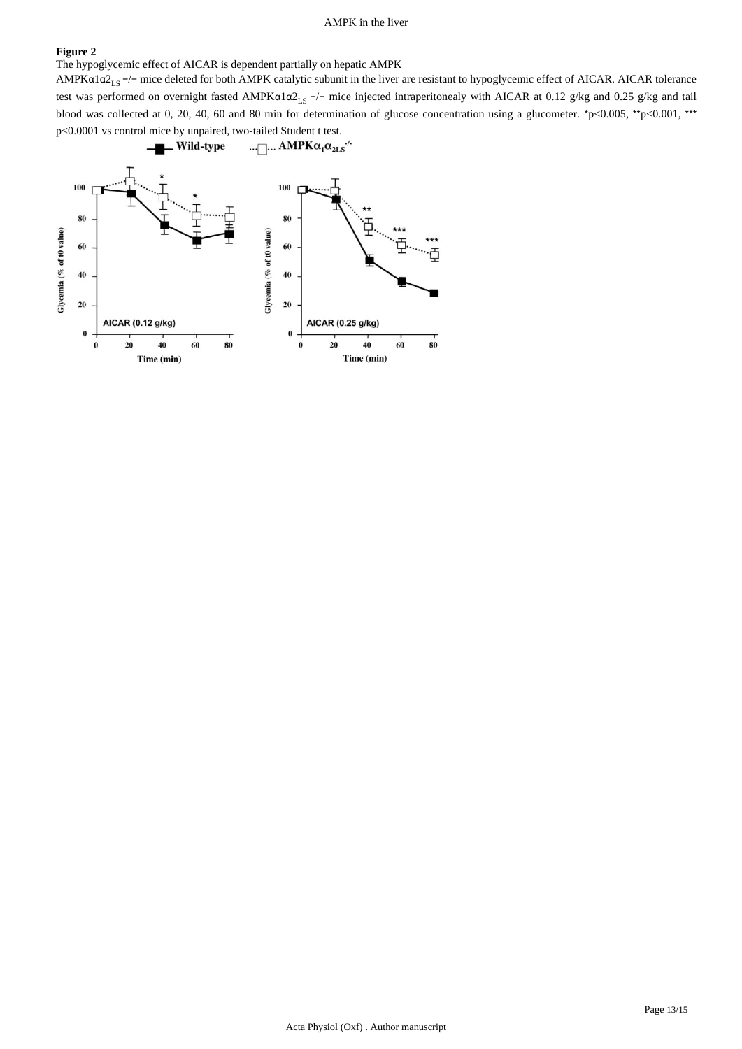**Figure 2**

The hypoglycemic effect of AICAR is dependent partially on hepatic AMPK

AMPK$\alpha1\alpha2_{LS}$ −/− mice deleted for both AMPK catalytic subunit in the liver are resistant to hypoglycemic effect of AICAR. AICAR tolerance test was performed on overnight fasted AMPK$\alpha1\alpha2_{LS}$ −/− mice injected intraperitonealy with AICAR at 0.12 g/kg and 0.25 g/kg and tail blood was collected at 0, 20, 40, 60 and 80 min for determination of glucose concentration using a glucometer. *$p<0.005$, **$p<0.001$, *** $p<0.0001$ vs control mice by unpaired, two-tailed Student t test.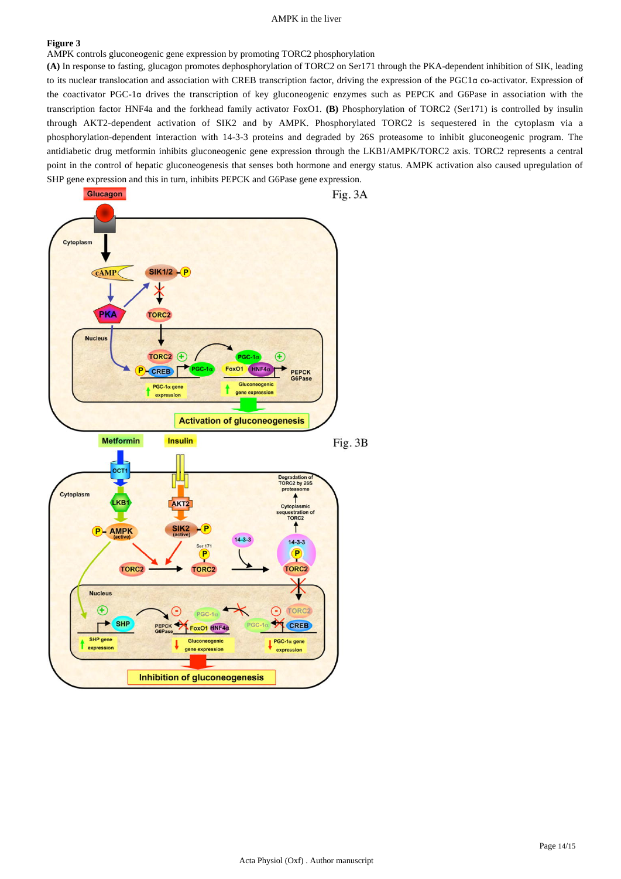**Figure 3**

AMPK controls gluconeogenic gene expression by promoting TORC2 phosphorylation

**(A)** In response to fasting, glucagon promotes dephosphorylation of TORC2 on Ser171 through the PKA-dependent inhibition of SIK, leading to its nuclear translocation and association with CREB transcription factor, driving the expression of the PGC1α co-activator. Expression of the coactivator PGC-1α drives the transcription of key gluconeogenic enzymes such as PEPCK and G6Pase in association with the transcription factor HNF4a and the forkhead family activator FoxO1. **(B)** Phosphorylation of TORC2 (Ser171) is controlled by insulin through AKT2-dependent activation of SIK2 and by AMPK. Phosphorylated TORC2 is sequestered in the cytoplasm via a phosphorylation-dependent interaction with 14-3-3 proteins and degraded by 26S proteasome to inhibit gluconeogenic program. The antidiabetic drug metformin inhibits gluconeogenic gene expression through the LKB1/AMPK/TORC2 axis. TORC2 represents a central point in the control of hepatic gluconeogenesis that senses both hormone and energy status. AMPK activation also caused upregulation of SHP gene expression and this in turn, inhibits PEPCK and G6Pase gene expression.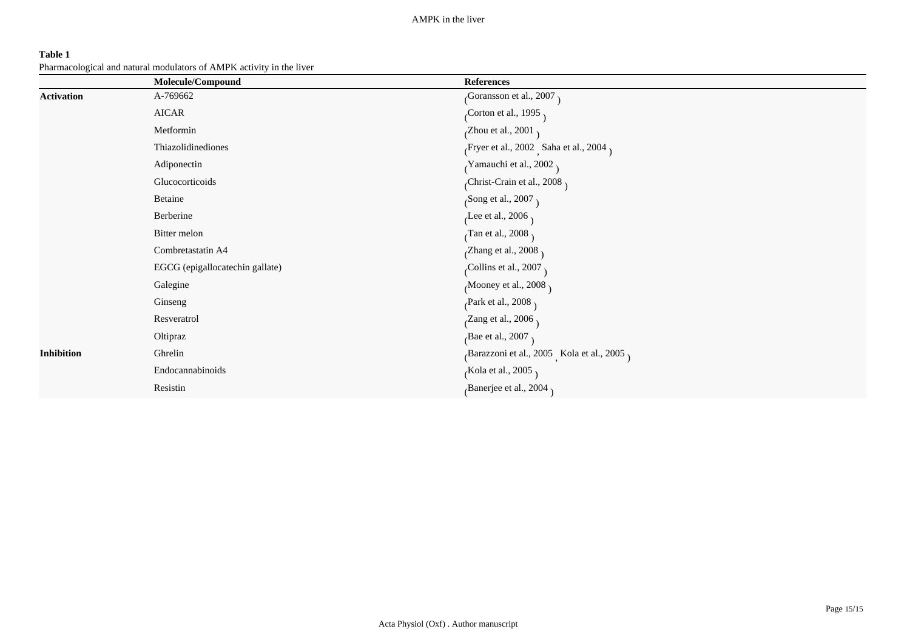**Table 1**

Pharmacological and natural modulators of AMPK activity in the liver

| | Molecule/Compound | References |
|---|---|---|
| **Activation** | A-769662 | (Goransson et al., 2007) |
| | AICAR | (Corton et al., 1995) |
| | Metformin | (Zhou et al., 2001) |
| | Thiazolidinediones | (Fryer et al., 2002, Saha et al., 2004) |
| | Adiponectin | (Yamauchi et al., 2002) |
| | Glucocorticoids | (Christ-Crain et al., 2008) |
| | Betaine | (Song et al., 2007) |
| | Berberine | (Lee et al., 2006) |
| | Bitter melon | (Tan et al., 2008) |
| | Combretastatin A4 | (Zhang et al., 2008) |
| | EGCG (epigallocatechin gallate) | (Collins et al., 2007) |
| | Galegine | (Mooney et al., 2008) |
| | Ginseng | (Park et al., 2008) |
| | Resveratrol | (Zang et al., 2006) |
| | Oltipraz | (Bae et al., 2007) |
| **Inhibition** | Ghrelin | (Barazzoni et al., 2005, Kola et al., 2005) |
| | Endocannabinoids | (Kola et al., 2005) |
| | Resistin | (Banerjee et al., 2004) |